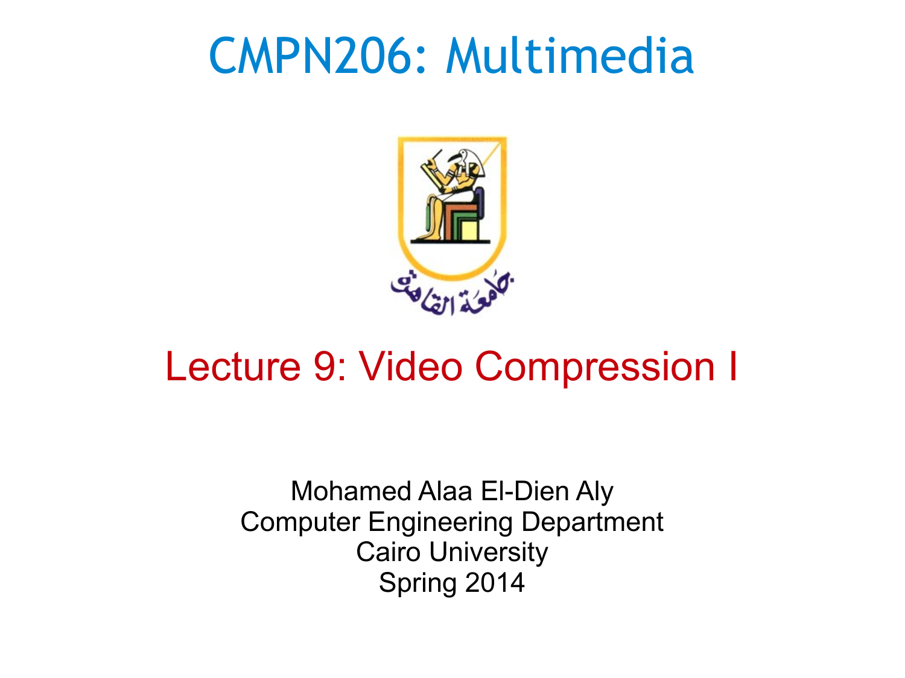# CMPN206: Multimedia

جامعة القاهرة

## Lecture 9: Video Compression I

Mohamed Alaa El-Dien Aly
Computer Engineering Department
Cairo University
Spring 2014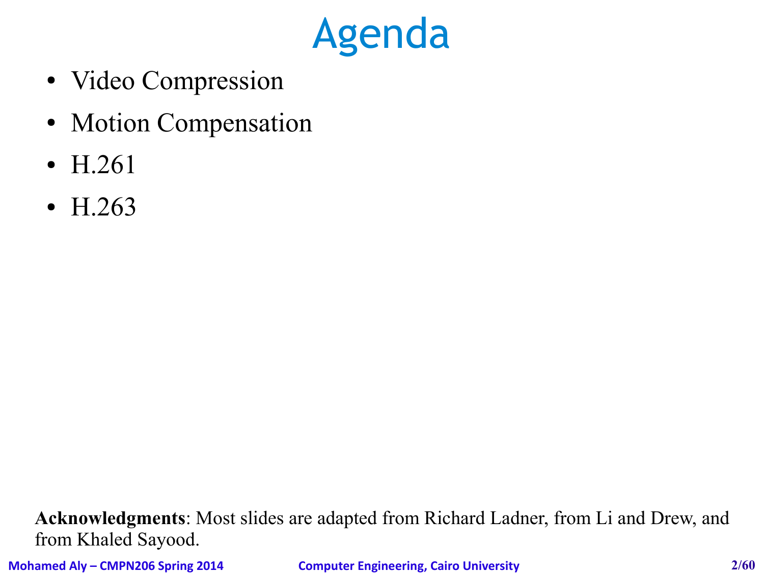# Agenda

- Video Compression
- Motion Compensation
- H.261
- H.263

**Acknowledgments**: Most slides are adapted from Richard Ladner, from Li and Drew, and from Khaled Sayood.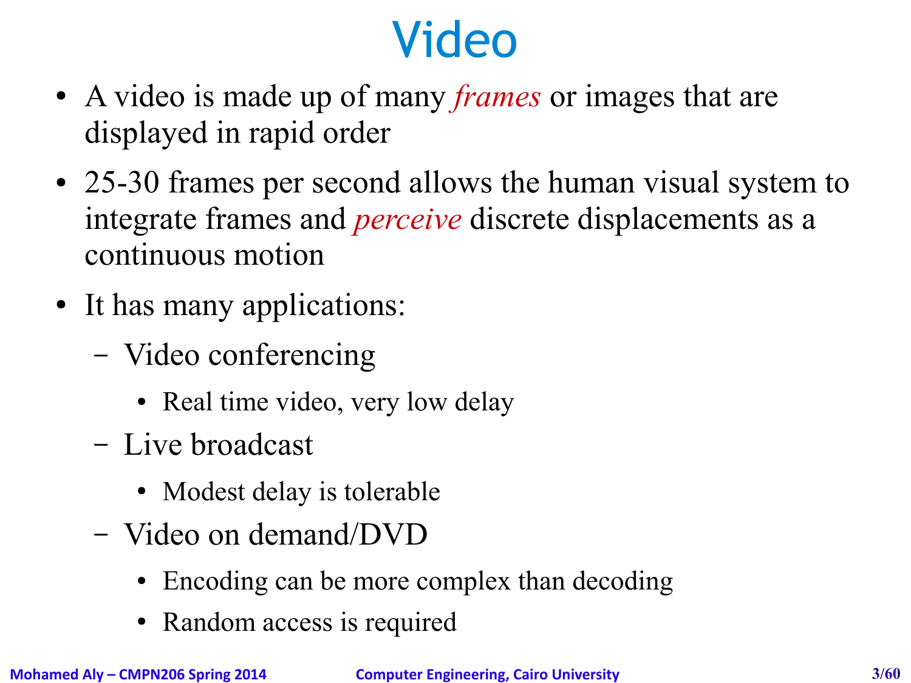# Video

- A video is made up of many *frames* or images that are displayed in rapid order
- 25-30 frames per second allows the human visual system to integrate frames and *perceive* discrete displacements as a continuous motion
- It has many applications:
  - Video conferencing
    - Real time video, very low delay
  - Live broadcast
    - Modest delay is tolerable
  - Video on demand/DVD
    - Encoding can be more complex than decoding
    - Random access is required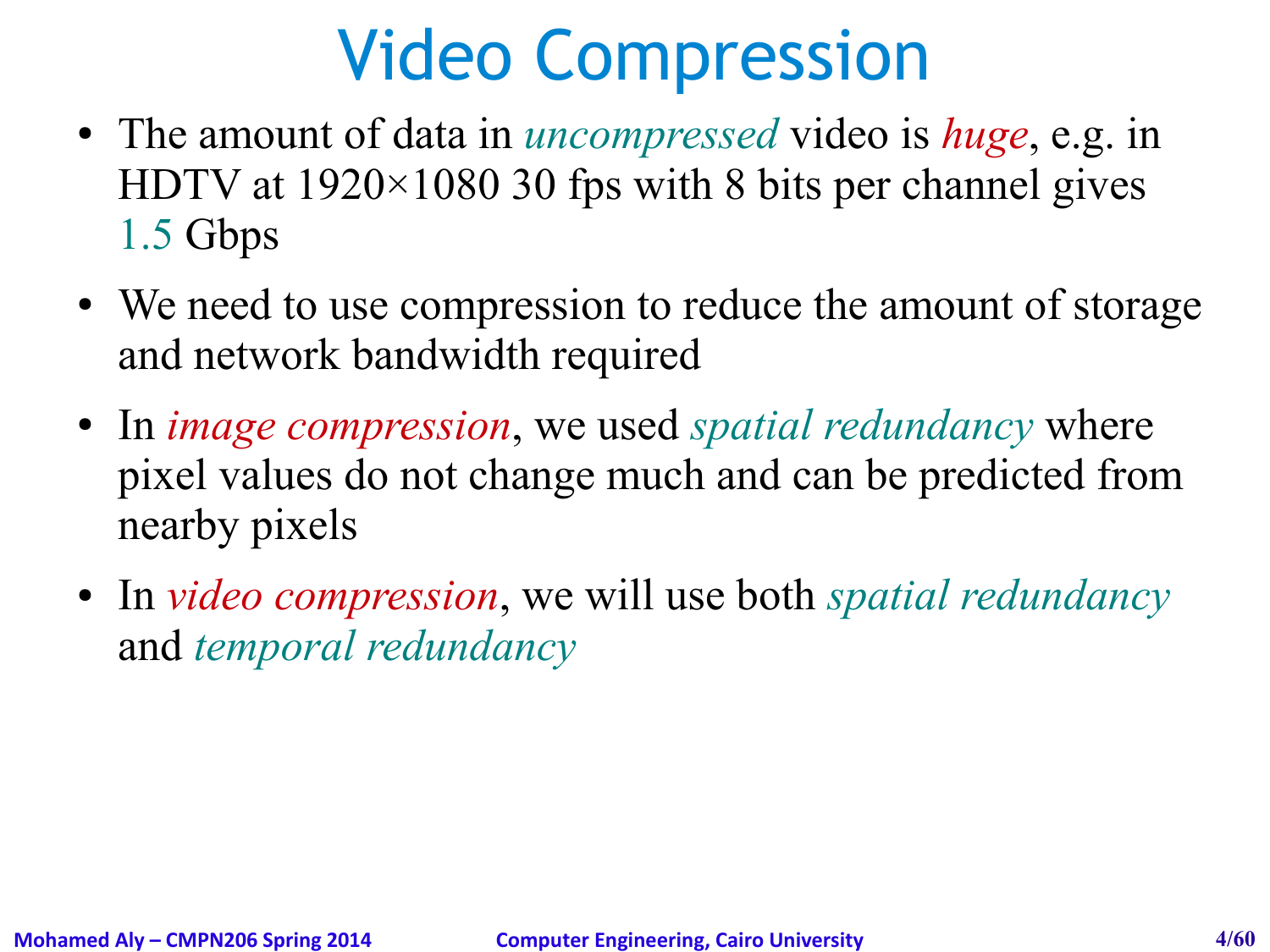# Video Compression

- The amount of data in *uncompressed* video is *huge*, e.g. in HDTV at 1920×1080 30 fps with 8 bits per channel gives 1.5 Gbps
- We need to use compression to reduce the amount of storage and network bandwidth required
- In *image compression*, we used *spatial redundancy* where pixel values do not change much and can be predicted from nearby pixels
- In *video compression*, we will use both *spatial redundancy* and *temporal redundancy*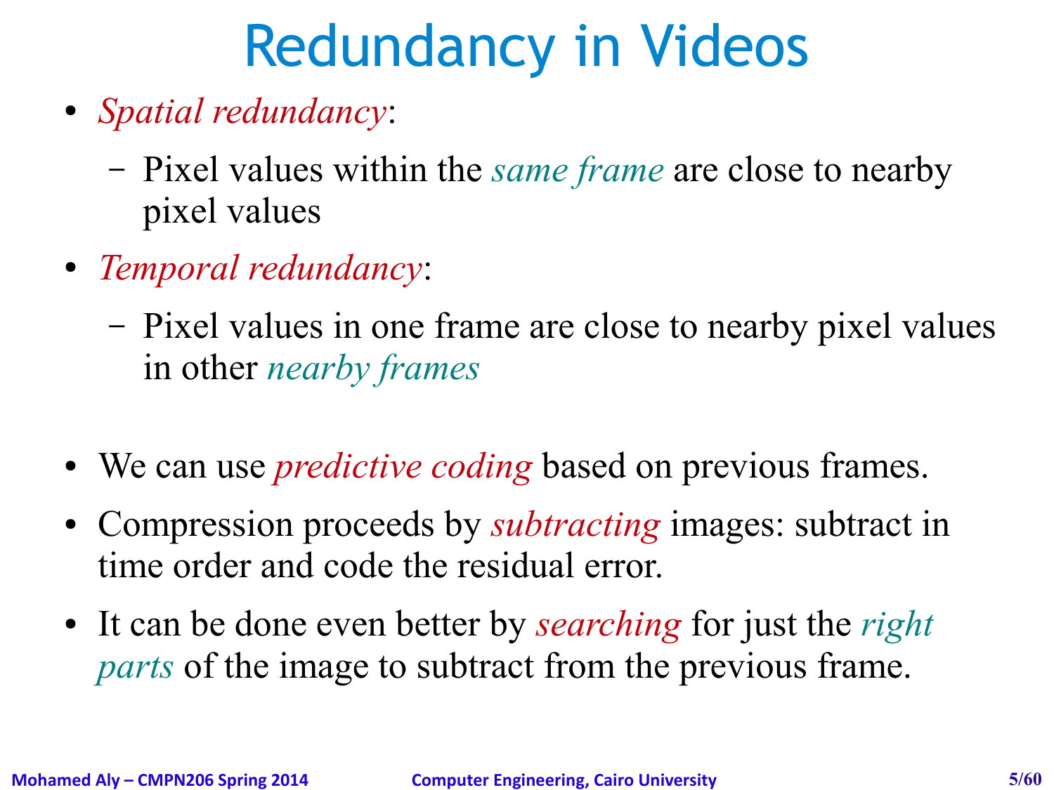# Redundancy in Videos

- *Spatial redundancy*:
  - Pixel values within the *same frame* are close to nearby pixel values
- *Temporal redundancy*:
  - Pixel values in one frame are close to nearby pixel values in other *nearby frames*

- We can use *predictive coding* based on previous frames.
- Compression proceeds by *subtracting* images: subtract in time order and code the residual error.
- It can be done even better by *searching* for just the *right parts* of the image to subtract from the previous frame.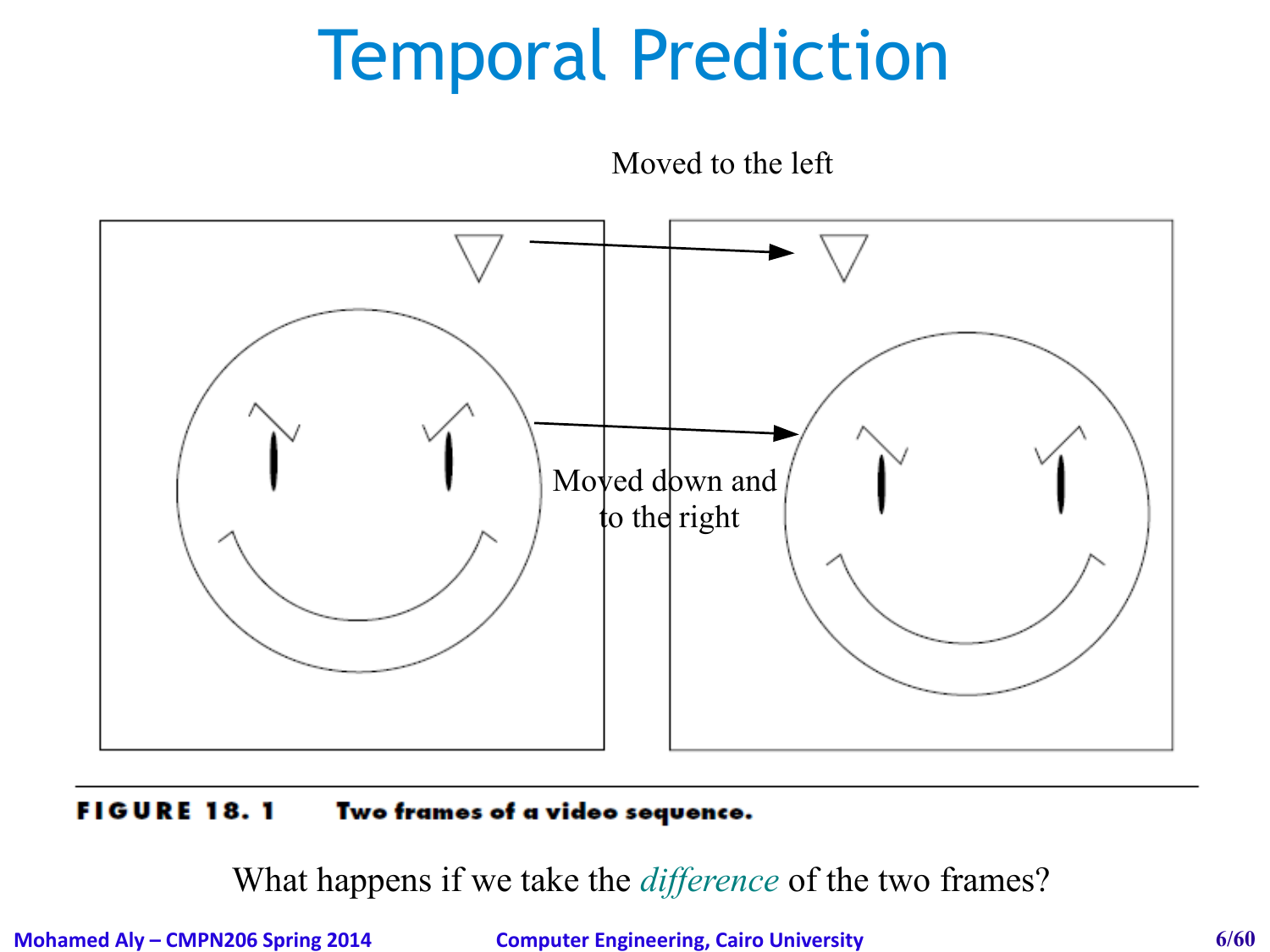# Temporal Prediction

Moved to the left

Moved down and to the right

**FIGURE 18. 1 Two frames of a video sequence.**

What happens if we take the *difference* of the two frames?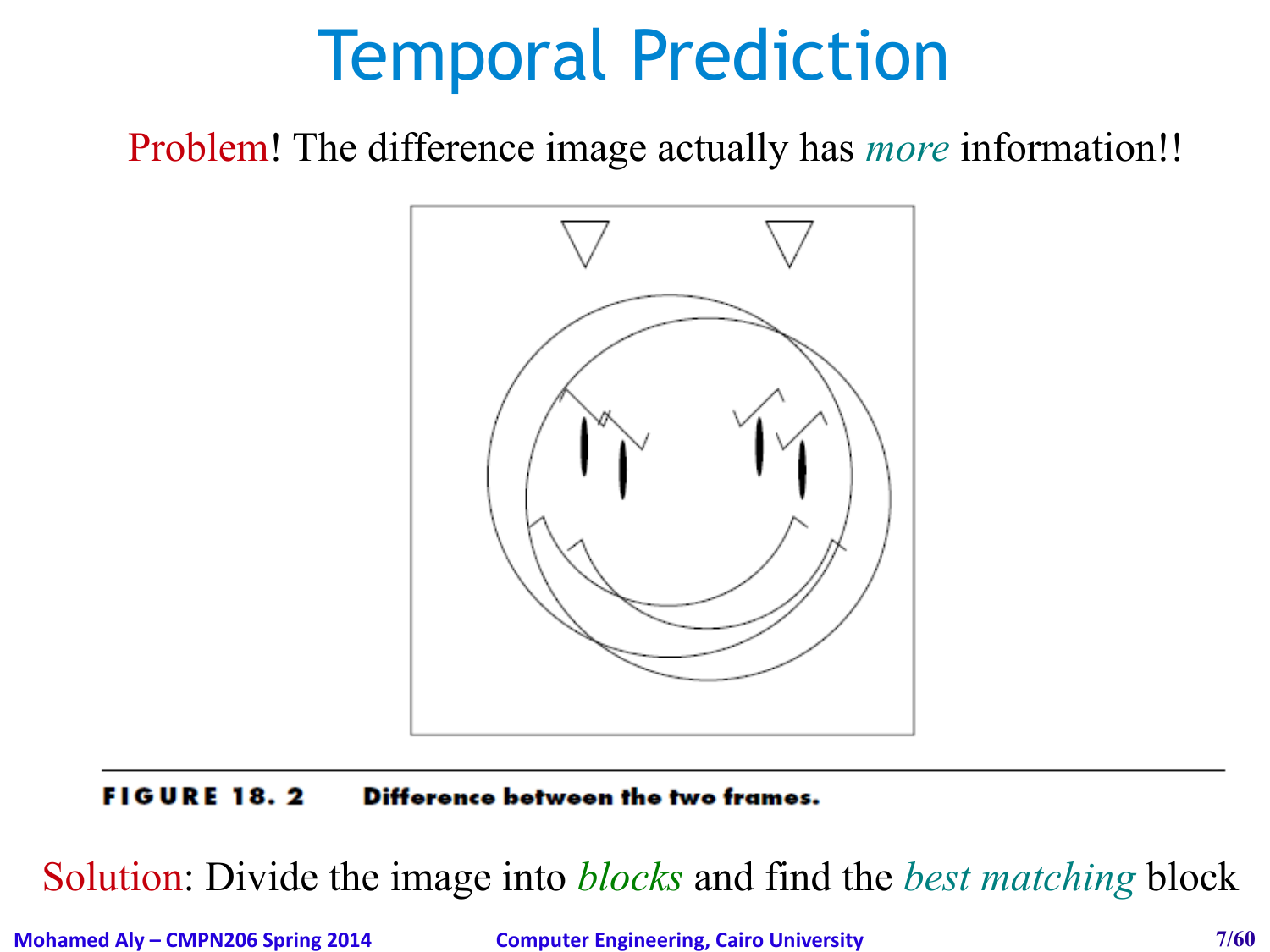# Temporal Prediction

Problem! The difference image actually has *more* information!!

**FIGURE 18. 2** **Difference between the two frames.**

Solution: Divide the image into *blocks* and find the *best matching* block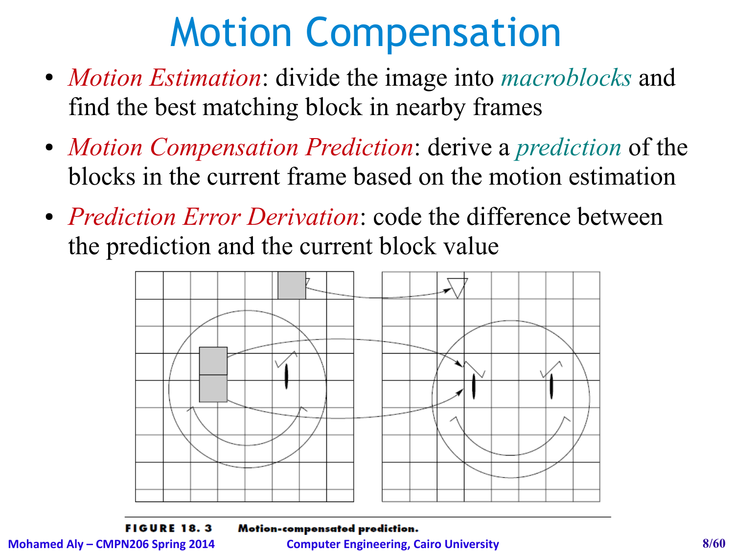# Motion Compensation

- *Motion Estimation*: divide the image into *macroblocks* and find the best matching block in nearby frames
- *Motion Compensation Prediction*: derive a *prediction* of the blocks in the current frame based on the motion estimation
- *Prediction Error Derivation*: code the difference between the prediction and the current block value

**FIGURE 18.3** **Motion-compensated prediction.**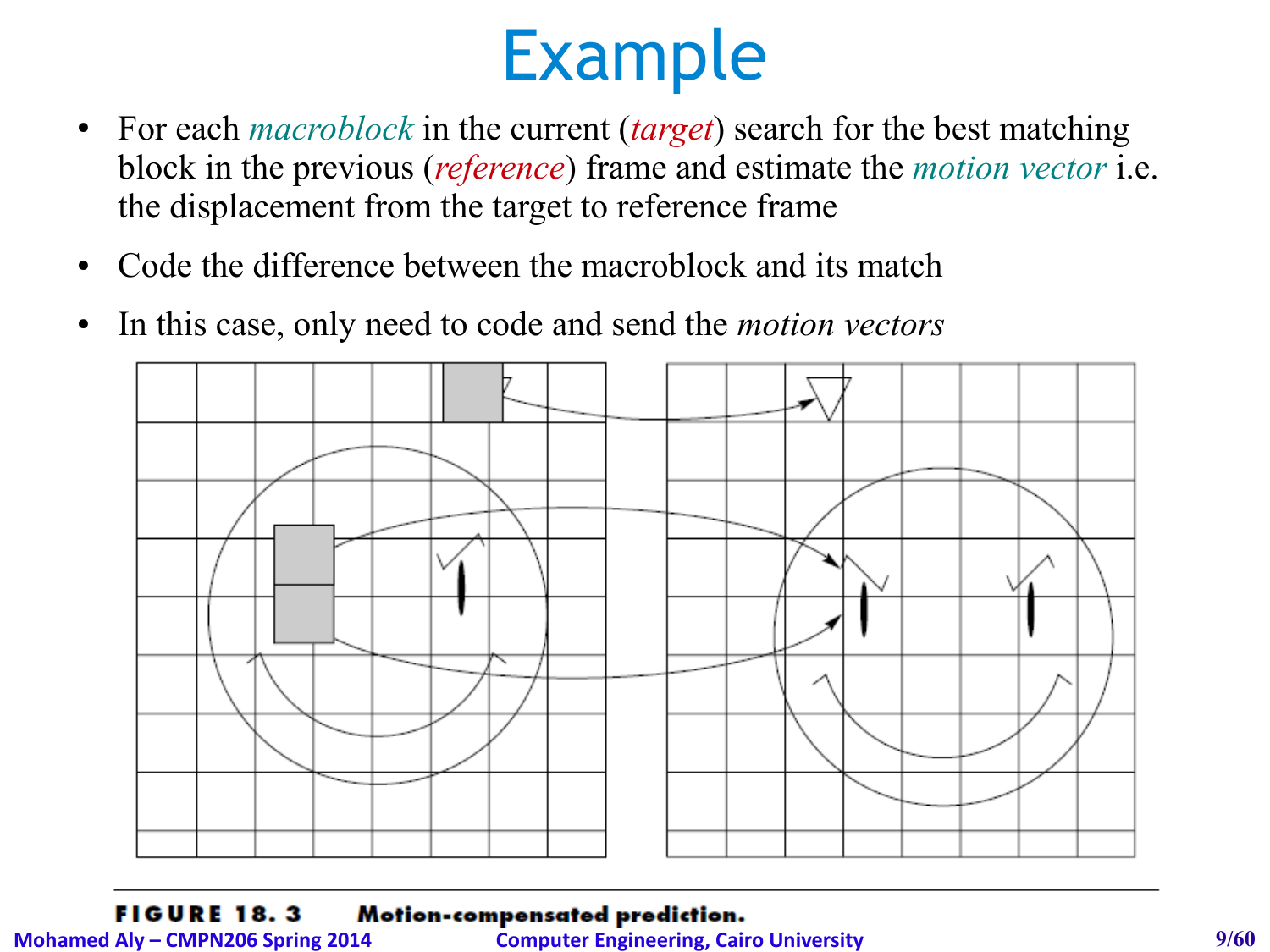# Example

- For each *macroblock* in the current (*target*) search for the best matching block in the previous (*reference*) frame and estimate the *motion vector* i.e. the displacement from the target to reference frame
- Code the difference between the macroblock and its match
- In this case, only need to code and send the *motion vectors*

**FIGURE 18. 3** **Motion-compensated prediction.**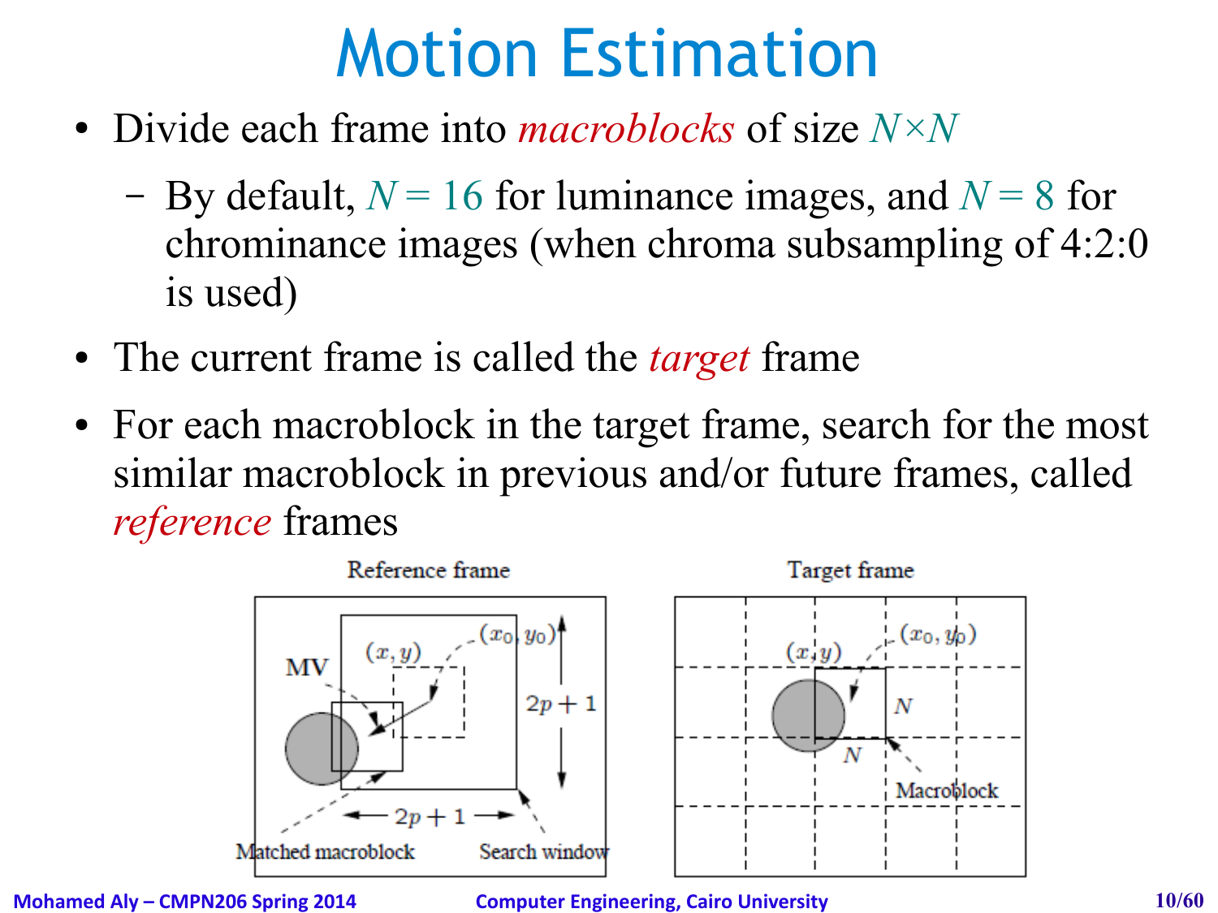# Motion Estimation

- Divide each frame into *macroblocks* of size $N \times N$
  - By default, $N = 16$ for luminance images, and $N = 8$ for chrominance images (when chroma subsampling of 4:2:0 is used)
- The current frame is called the *target* frame
- For each macroblock in the target frame, search for the most similar macroblock in previous and/or future frames, called *reference* frames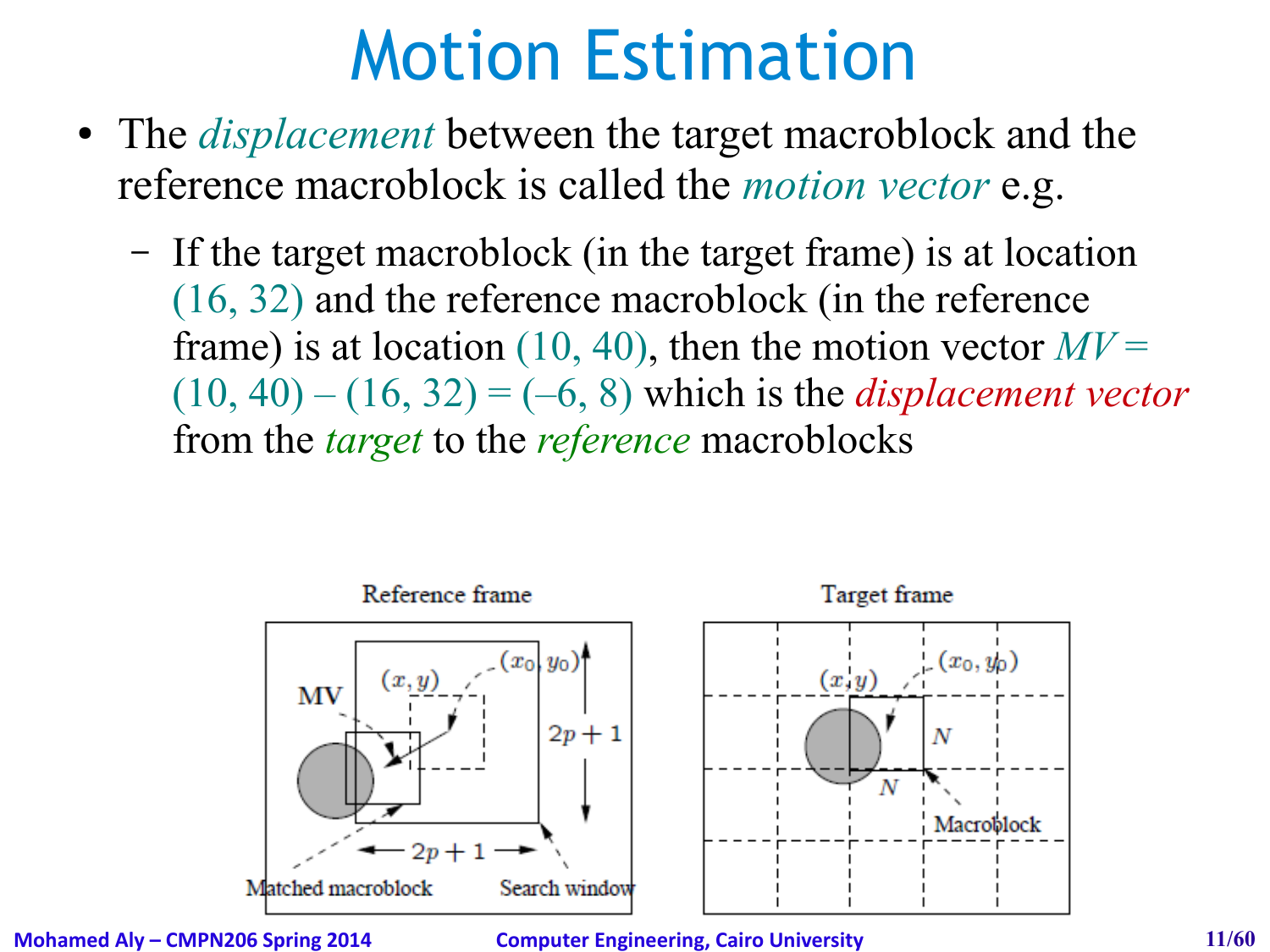# Motion Estimation

- The *displacement* between the target macroblock and the reference macroblock is called the *motion vector* e.g.
  - If the target macroblock (in the target frame) is at location (16, 32) and the reference macroblock (in the reference frame) is at location (10, 40), then the motion vector $MV = (10, 40) - (16, 32) = (-6, 8)$ which is the *displacement vector* from the *target* to the *reference* macroblocks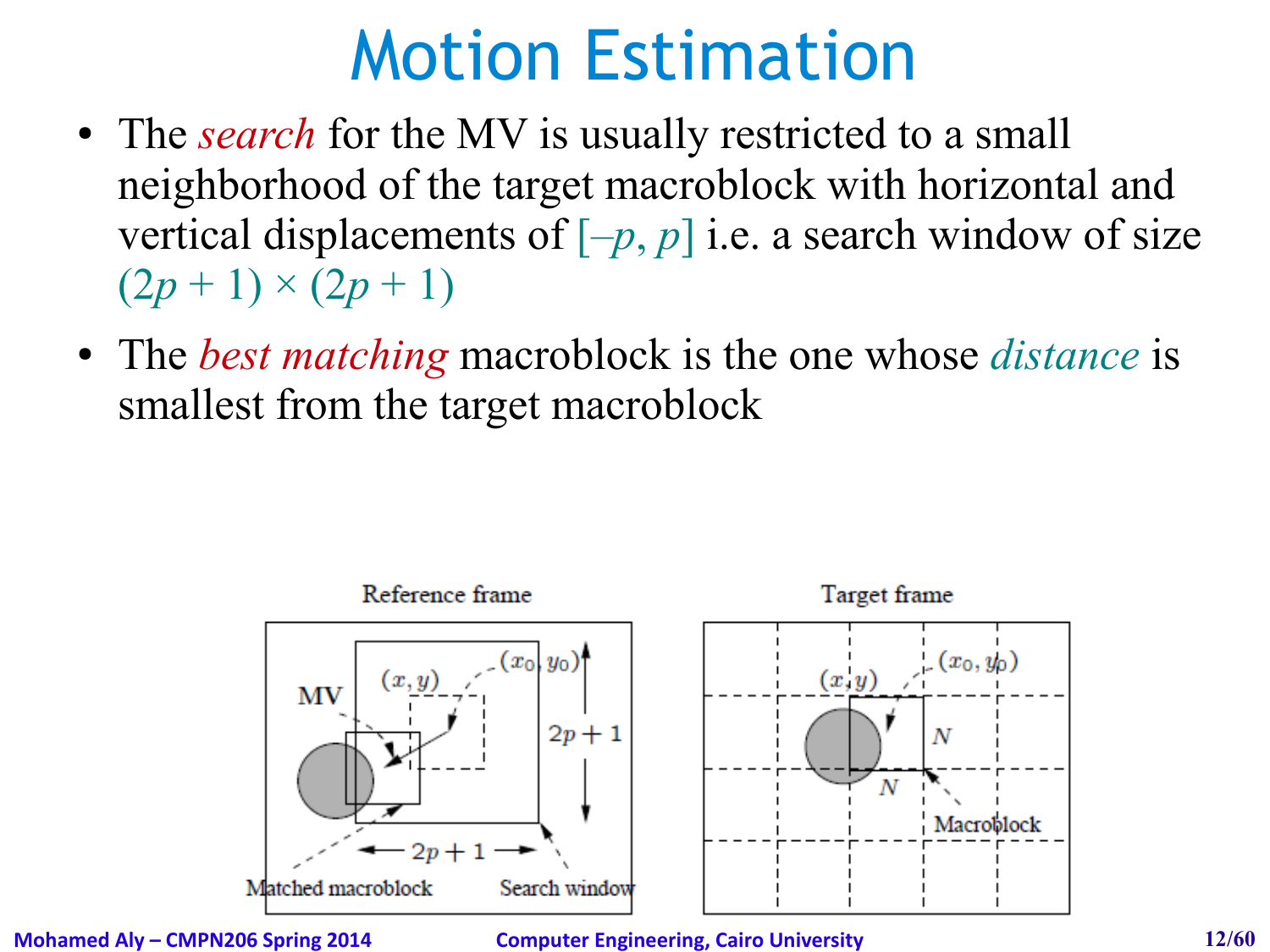# Motion Estimation

- The *search* for the MV is usually restricted to a small neighborhood of the target macroblock with horizontal and vertical displacements of $[-p, p]$ i.e. a search window of size $(2p + 1) \times (2p + 1)$
- The *best matching* macroblock is the one whose *distance* is smallest from the target macroblock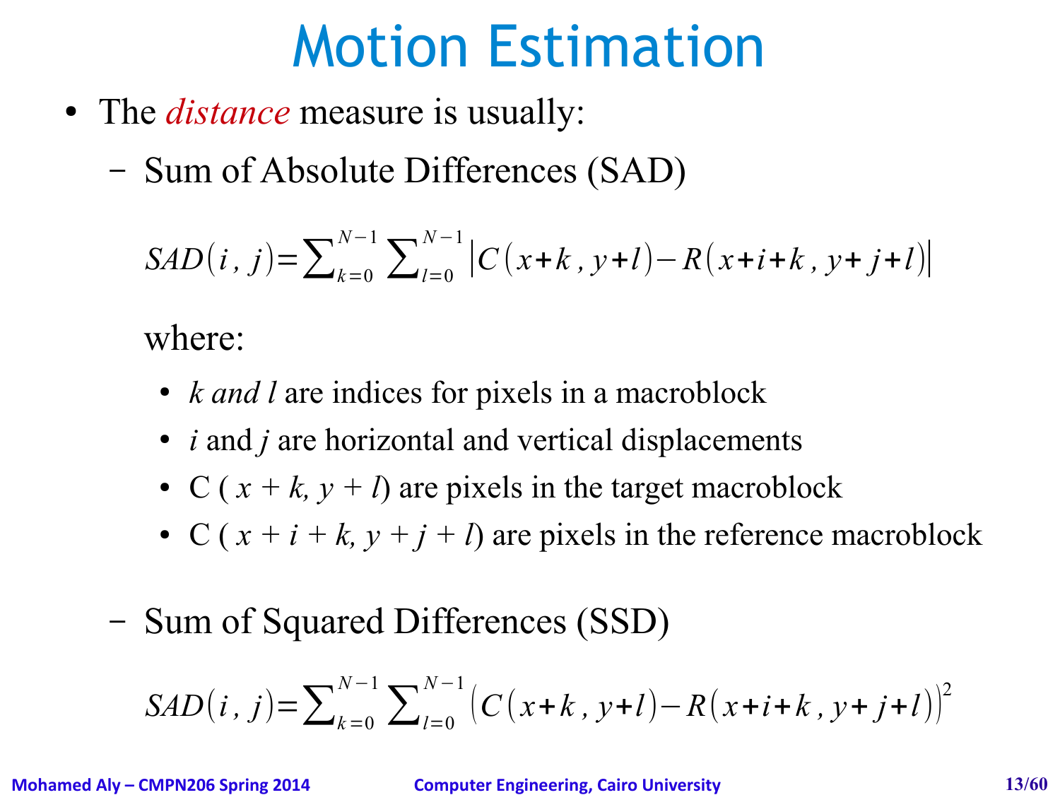# Motion Estimation

- The *distance* measure is usually:
  - Sum of Absolute Differences (SAD)

$$SAD(i, j) = \sum_{k=0}^{N-1} \sum_{l=0}^{N-1} \left| C(x+k, y+l) - R(x+i+k, y+j+l) \right|$$

where:

- *k and l* are indices for pixels in a macroblock
- *i* and *j* are horizontal and vertical displacements
- C ( $x + k, y + l$) are pixels in the target macroblock
- C ( $x + i + k, y + j + l$) are pixels in the reference macroblock

  - Sum of Squared Differences (SSD)

$$SAD(i, j) = \sum_{k=0}^{N-1} \sum_{l=0}^{N-1} \left( C(x+k, y+l) - R(x+i+k, y+j+l) \right)^2$$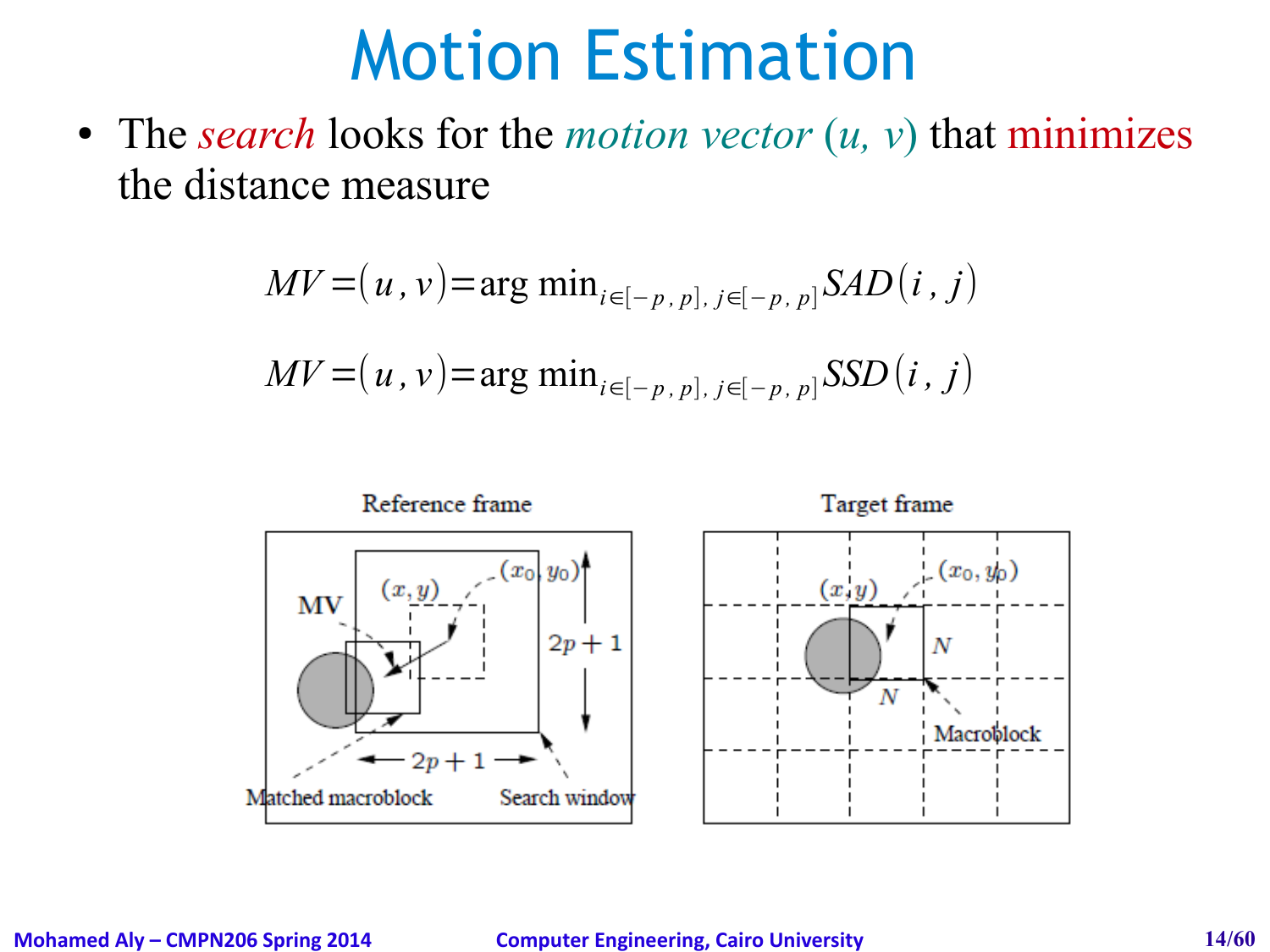# Motion Estimation

- The *search* looks for the *motion vector* $(u, v)$ that minimizes the distance measure

$$MV = (u, v) = \arg\min_{i \in [-p, p],\, j \in [-p, p]} SAD(i, j)$$

$$MV = (u, v) = \arg\min_{i \in [-p, p],\, j \in [-p, p]} SSD(i, j)$$

Reference frame

MV $(x, y)$ $(x_0, y_0)$ $2p+1$ $2p+1$ Matched macroblock Search window

Target frame

$(x, y)$ $(x_0, y_0)$ $N$ $N$ Macroblock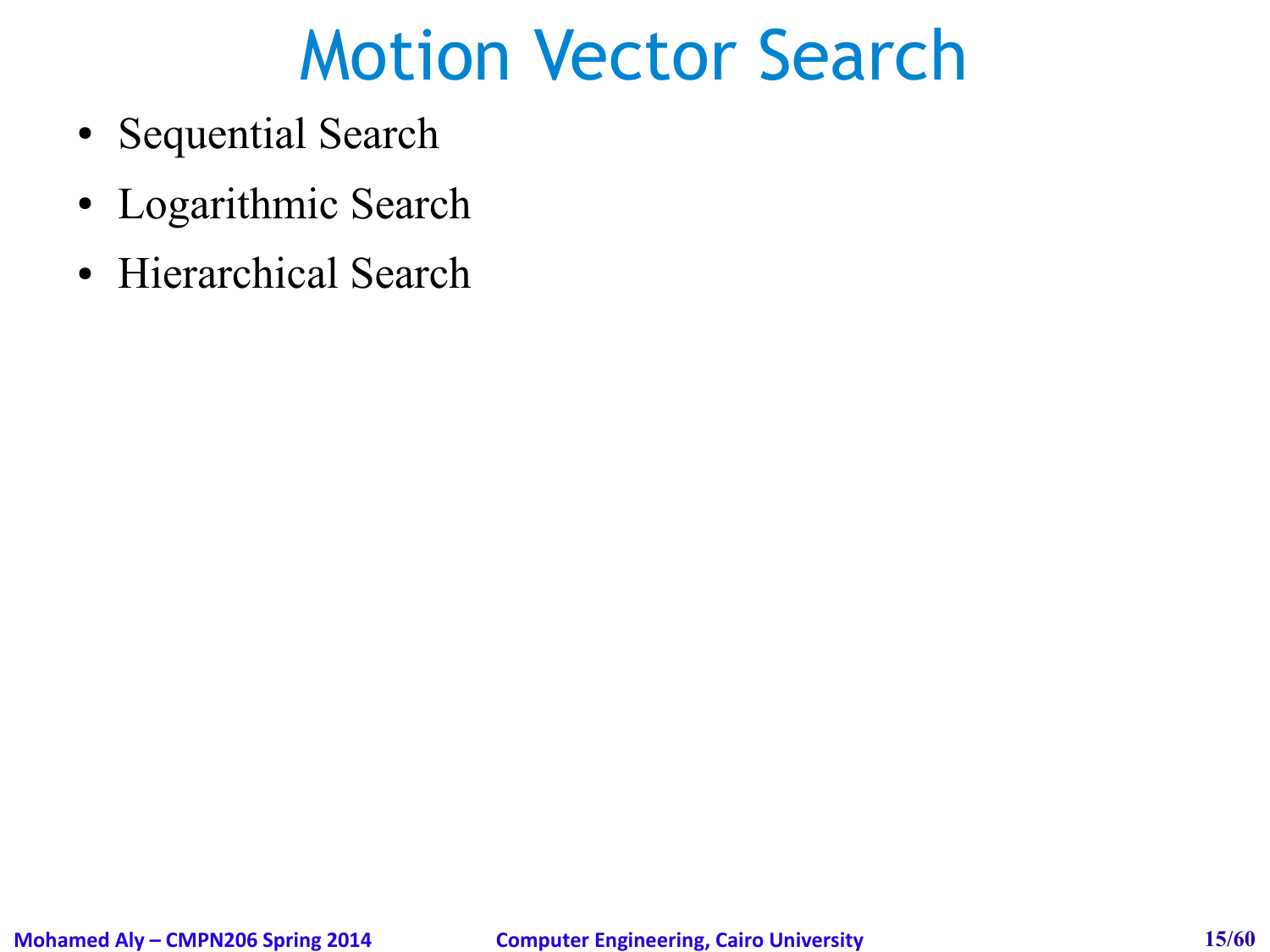# Motion Vector Search

- Sequential Search
- Logarithmic Search
- Hierarchical Search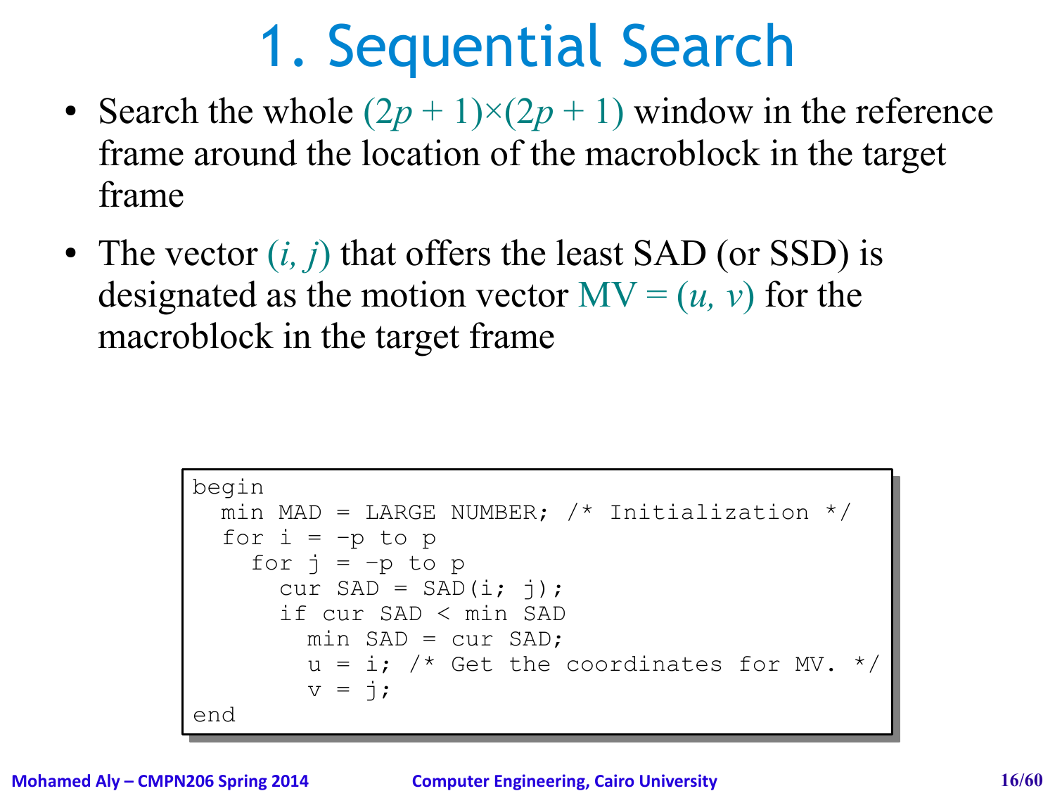# 1. Sequential Search

- Search the whole $(2p + 1)\times(2p + 1)$ window in the reference frame around the location of the macroblock in the target frame
- The vector $(i, j)$ that offers the least SAD (or SSD) is designated as the motion vector $\text{MV} = (u, v)$ for the macroblock in the target frame

```
begin
  min MAD = LARGE NUMBER; /* Initialization */
  for i = −p to p
    for j = −p to p
      cur SAD = SAD(i; j);
      if cur SAD < min SAD
        min SAD = cur SAD;
        u = i; /* Get the coordinates for MV. */
        v = j;
end
```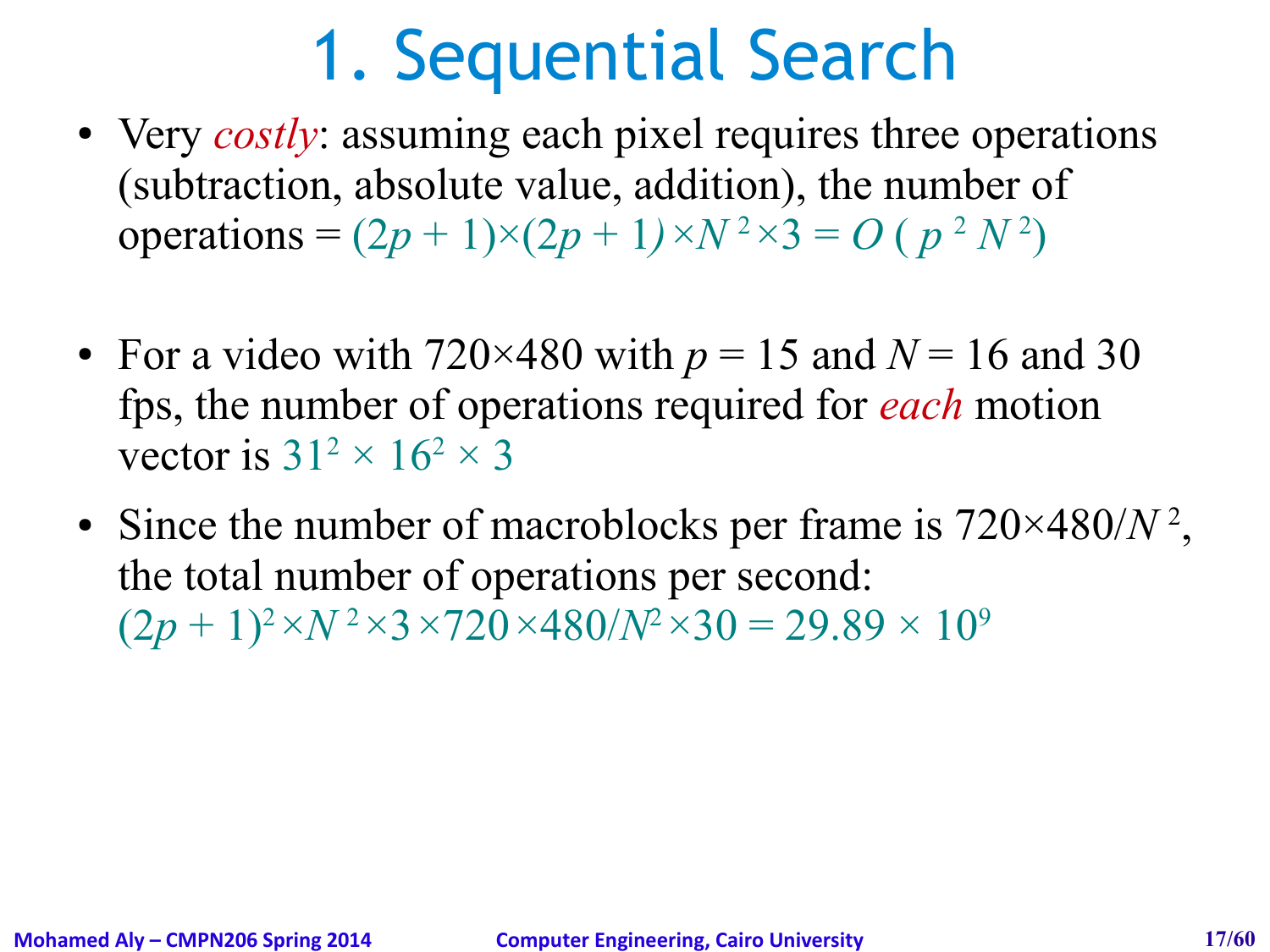# 1. Sequential Search

- Very *costly*: assuming each pixel requires three operations (subtraction, absolute value, addition), the number of operations = $(2p + 1)\times(2p + 1)\times N^2\times 3 = O(p^2 N^2)$

- For a video with 720×480 with $p = 15$ and $N = 16$ and 30 fps, the number of operations required for *each* motion vector is $31^2 \times 16^2 \times 3$
- Since the number of macroblocks per frame is $720\times 480/N^2$, the total number of operations per second: $(2p + 1)^2\times N^2\times 3\times 720\times 480/N^2\times 30 = 29.89 \times 10^9$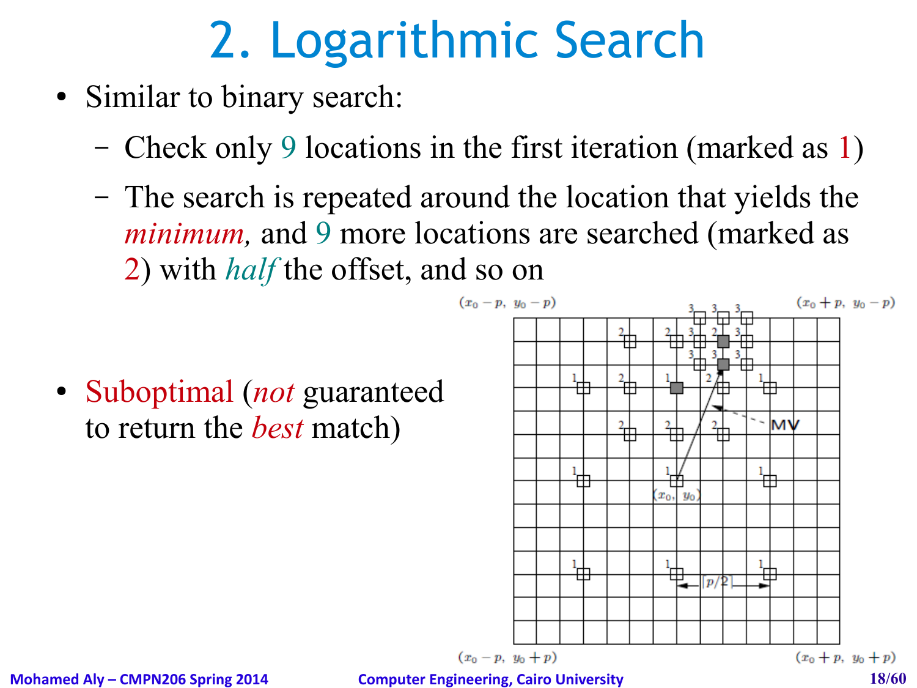# 2. Logarithmic Search

- Similar to binary search:
  - Check only 9 locations in the first iteration (marked as 1)
  - The search is repeated around the location that yields the *minimum,* and 9 more locations are searched (marked as 2) with *half* the offset, and so on
- Suboptimal (*not* guaranteed to return the *best* match)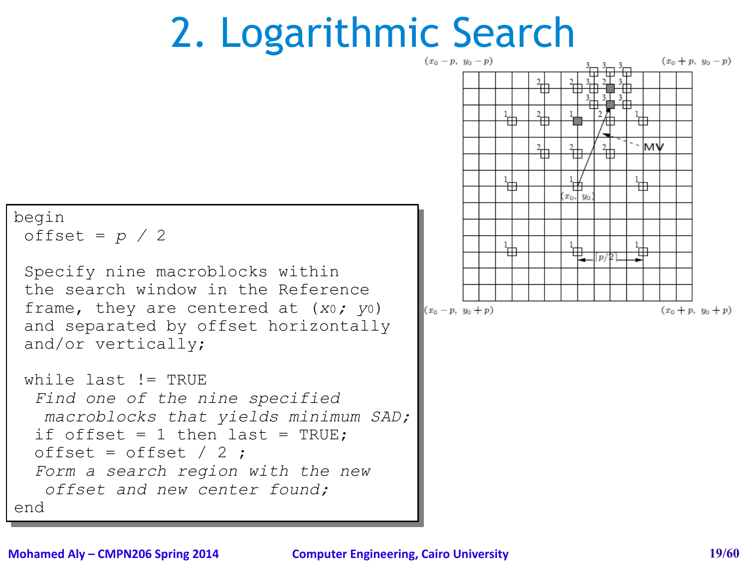# 2. Logarithmic Search

```
begin
 offset = p / 2

 Specify nine macroblocks within
 the search window in the Reference
 frame, they are centered at (x0; y0)
 and separated by offset horizontally
 and/or vertically;

 while last != TRUE
  Find one of the nine specified
   macroblocks that yields minimum SAD;
  if offset = 1 then last = TRUE;
  offset = offset / 2 ;
  Form a search region with the new
   offset and new center found;
end
```

$(x_0 - p,\ y_0 - p)$ $(x_0 + p,\ y_0 - p)$

MV

$(x_0,\ y_0)$

$\lceil p/2 \rceil$

$(x_0 - p,\ y_0 + p)$ $(x_0 + p,\ y_0 + p)$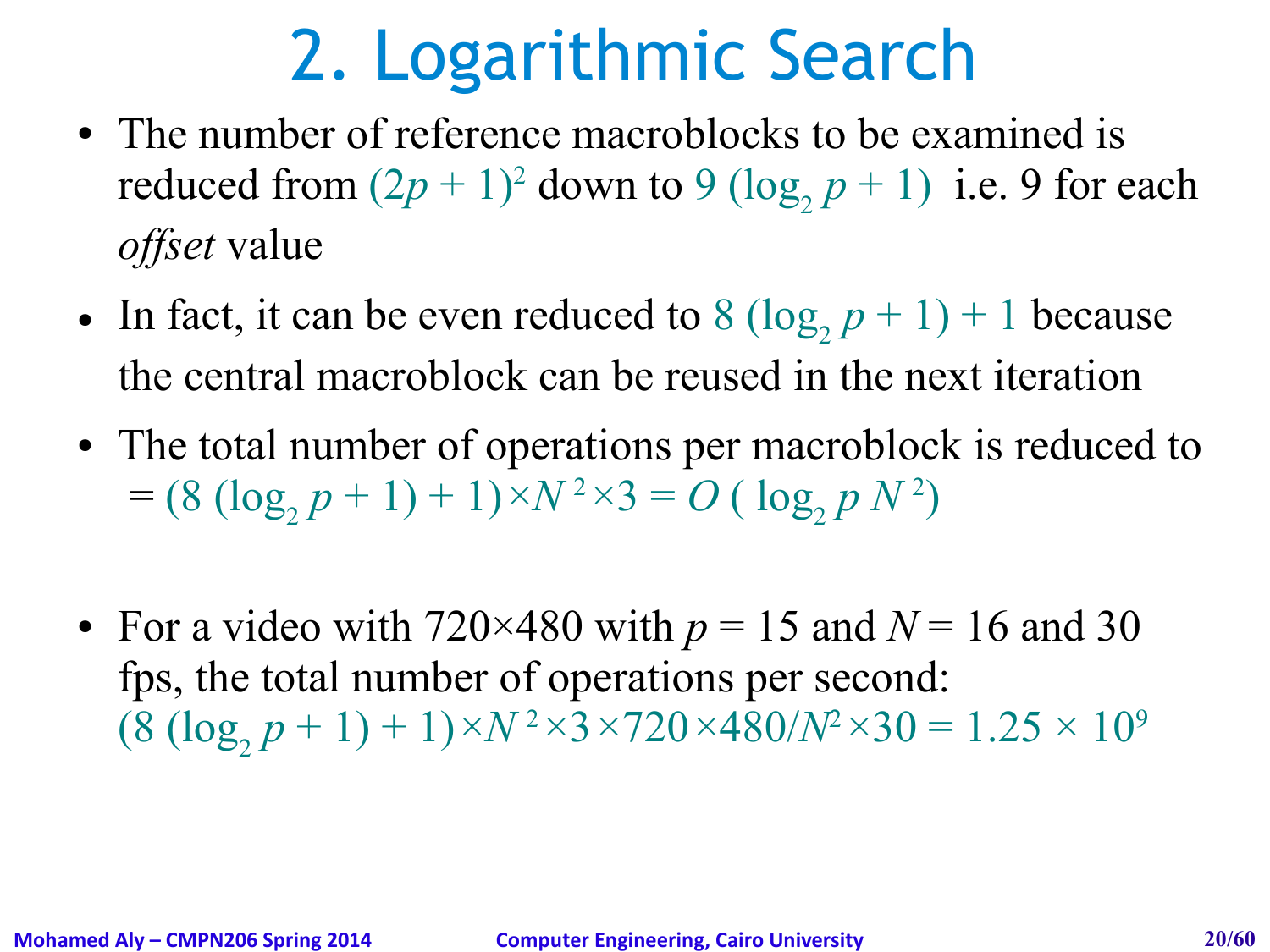# 2. Logarithmic Search

- The number of reference macroblocks to be examined is reduced from $(2p + 1)^2$ down to $9\,(\log_2 p + 1)$ i.e. 9 for each *offset* value
- In fact, it can be even reduced to $8\,(\log_2 p + 1) + 1$ because the central macroblock can be reused in the next iteration
- The total number of operations per macroblock is reduced to $= (8\,(\log_2 p + 1) + 1) \times N^2 \times 3 = O(\log_2 p\, N^2)$
- For a video with 720×480 with $p = 15$ and $N = 16$ and 30 fps, the total number of operations per second: $(8\,(\log_2 p + 1) + 1) \times N^2 \times 3 \times 720 \times 480 / N^2 \times 30 = 1.25 \times 10^9$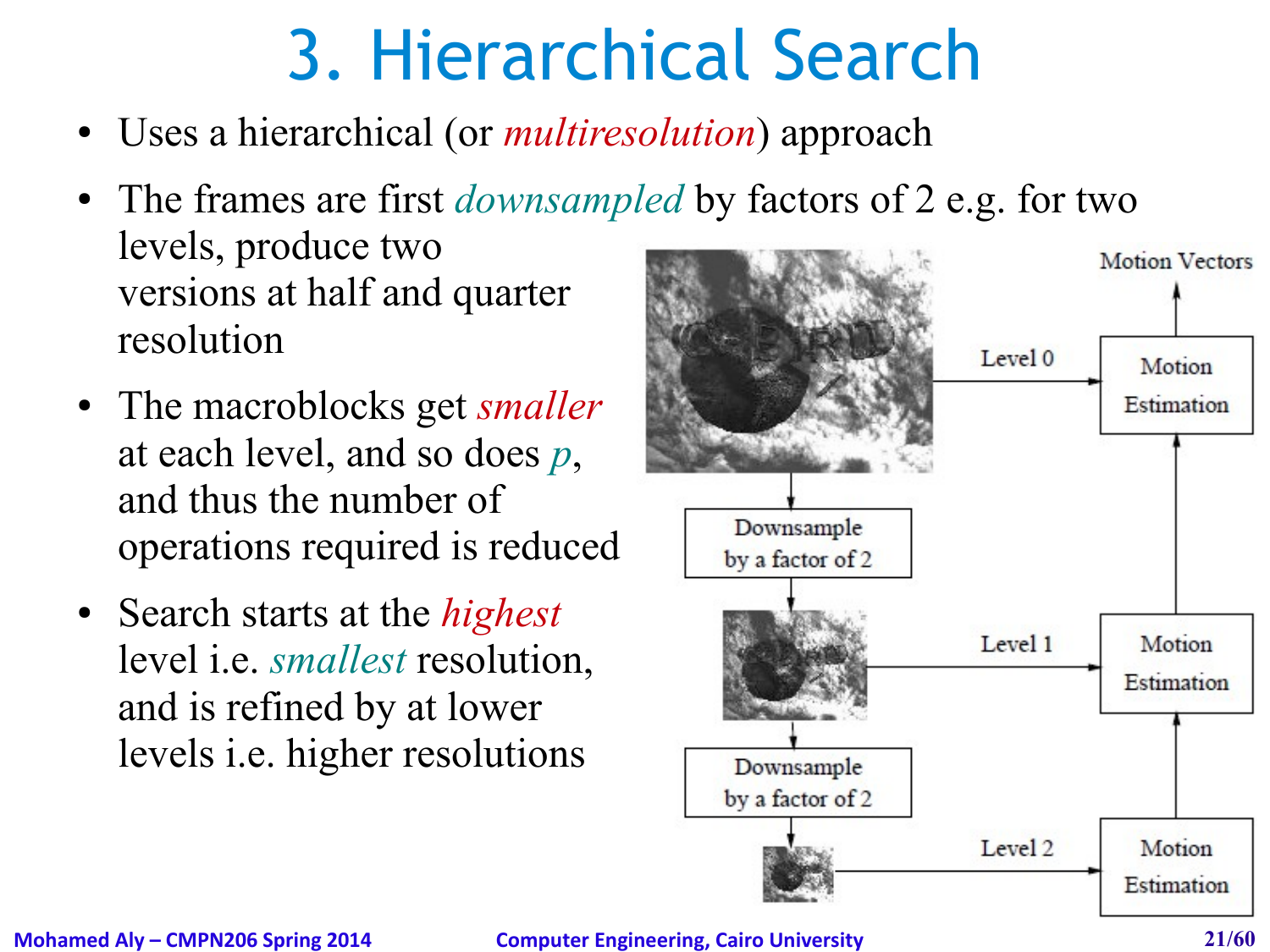# 3. Hierarchical Search

- Uses a hierarchical (or *multiresolution*) approach
- The frames are first *downsampled* by factors of 2 e.g. for two levels, produce two versions at half and quarter resolution
- The macroblocks get *smaller* at each level, and so does *p*, and thus the number of operations required is reduced
- Search starts at the *highest* level i.e. *smallest* resolution, and is refined by at lower levels i.e. higher resolutions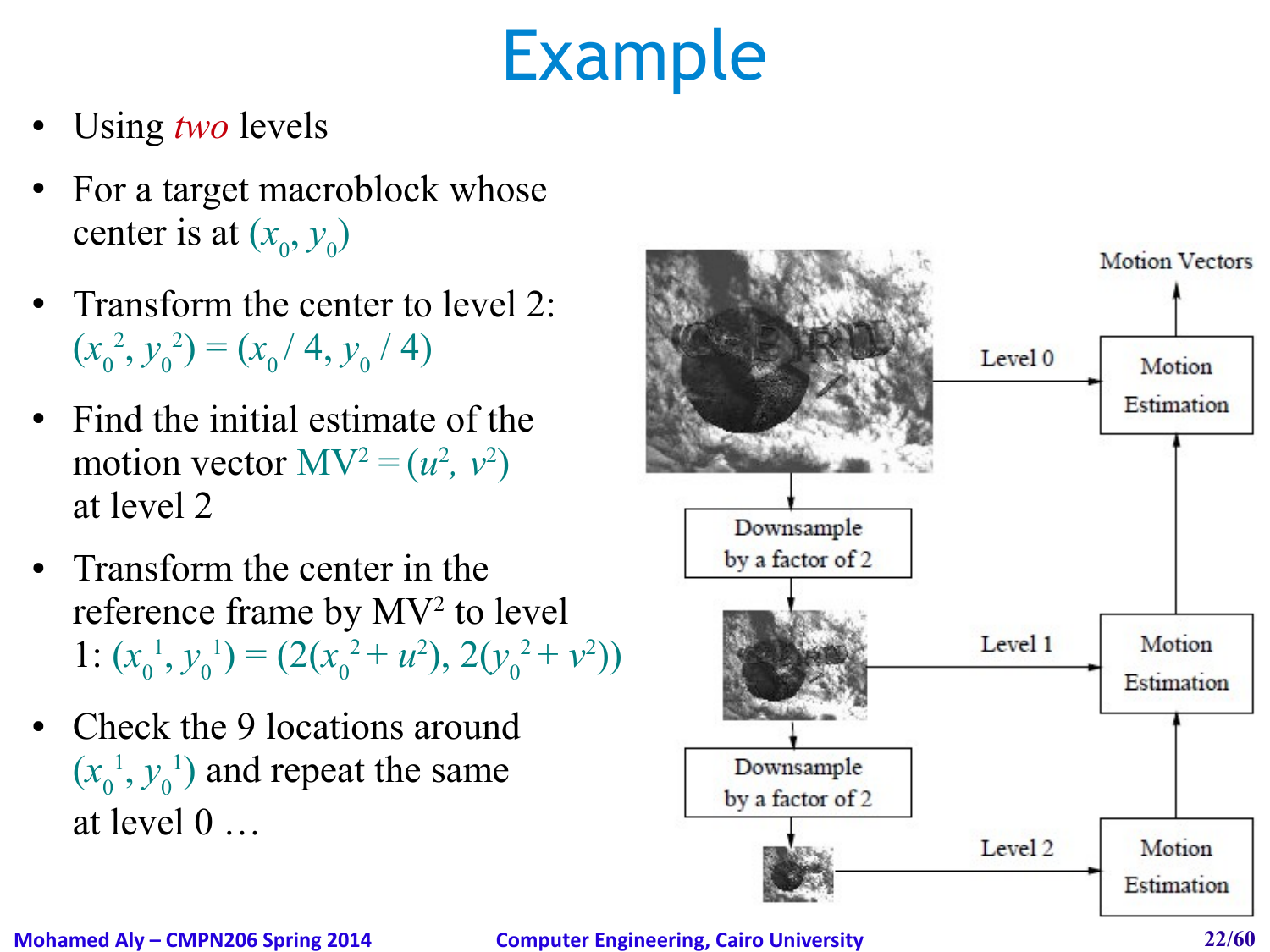# Example

- Using *two* levels
- For a target macroblock whose center is at $(x_0, y_0)$
- Transform the center to level 2: $(x_0^2, y_0^2) = (x_0 / 4, y_0 / 4)$
- Find the initial estimate of the motion vector $MV^2 = (u^2, v^2)$ at level 2
- Transform the center in the reference frame by $MV^2$ to level 1: $(x_0^1, y_0^1) = (2(x_0^2 + u^2), 2(y_0^2 + v^2))$
- Check the 9 locations around $(x_0^1, y_0^1)$ and repeat the same at level 0 …

Motion Vectors

Level 0 → Motion Estimation

Downsample by a factor of 2

Level 1 → Motion Estimation

Downsample by a factor of 2

Level 2 → Motion Estimation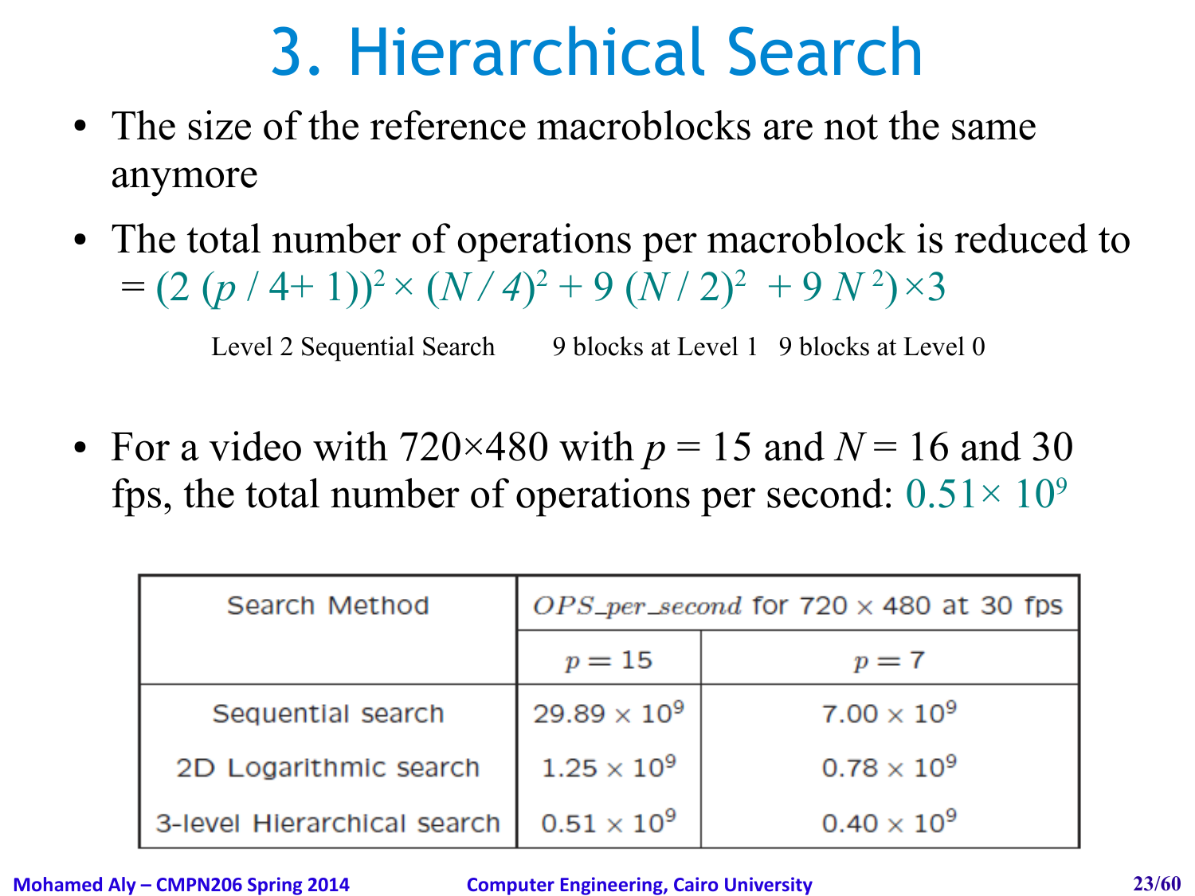# 3. Hierarchical Search

- The size of the reference macroblocks are not the same anymore
- The total number of operations per macroblock is reduced to

$$= (2\,(p\,/\,4+1))^2 \times (N\,/\,4)^2 + 9\,(N\,/\,2)^2 \;+ 9\,N^2) \times 3$$

Level 2 Sequential Search — 9 blocks at Level 1 — 9 blocks at Level 0

- For a video with 720×480 with $p = 15$ and $N = 16$ and 30 fps, the total number of operations per second: $0.51 \times 10^9$

| Search Method | $OPS\_per\_second$ for 720 × 480 at 30 fps | |
|---|---|---|
| | $p = 15$ | $p = 7$ |
| Sequential search | $29.89 \times 10^9$ | $7.00 \times 10^9$ |
| 2D Logarithmic search | $1.25 \times 10^9$ | $0.78 \times 10^9$ |
| 3-level Hierarchical search | $0.51 \times 10^9$ | $0.40 \times 10^9$ |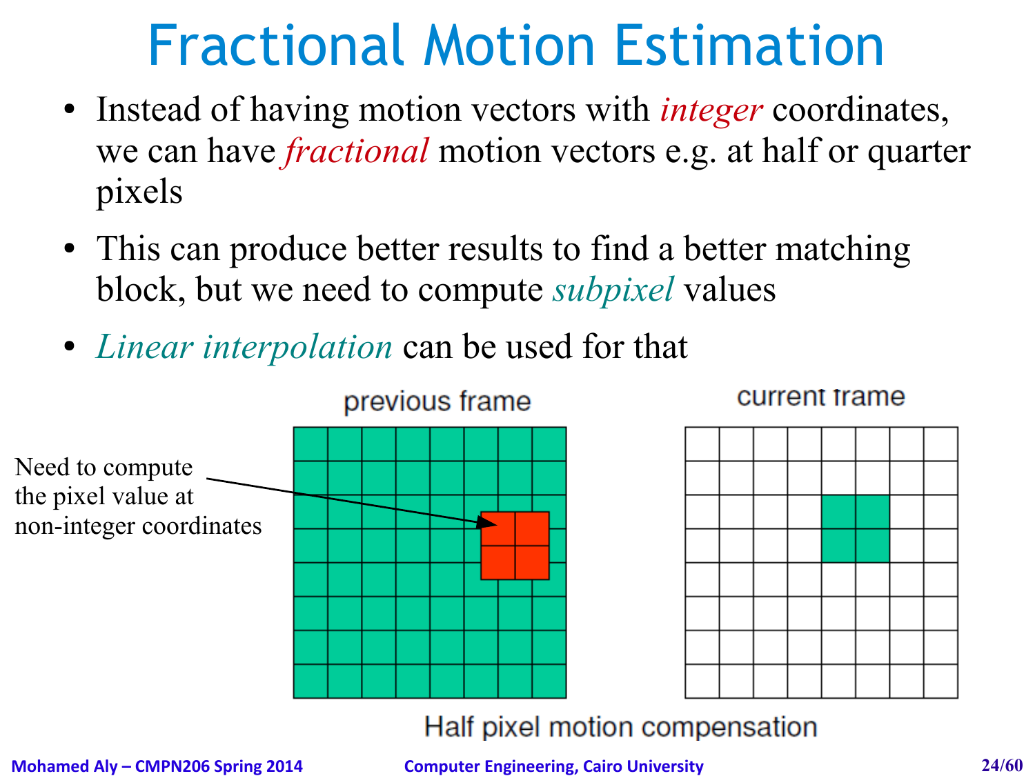# Fractional Motion Estimation

- Instead of having motion vectors with *integer* coordinates, we can have *fractional* motion vectors e.g. at half or quarter pixels
- This can produce better results to find a better matching block, but we need to compute *subpixel* values
- *Linear interpolation* can be used for that

Need to compute the pixel value at non-integer coordinates

previous frame

current frame

Half pixel motion compensation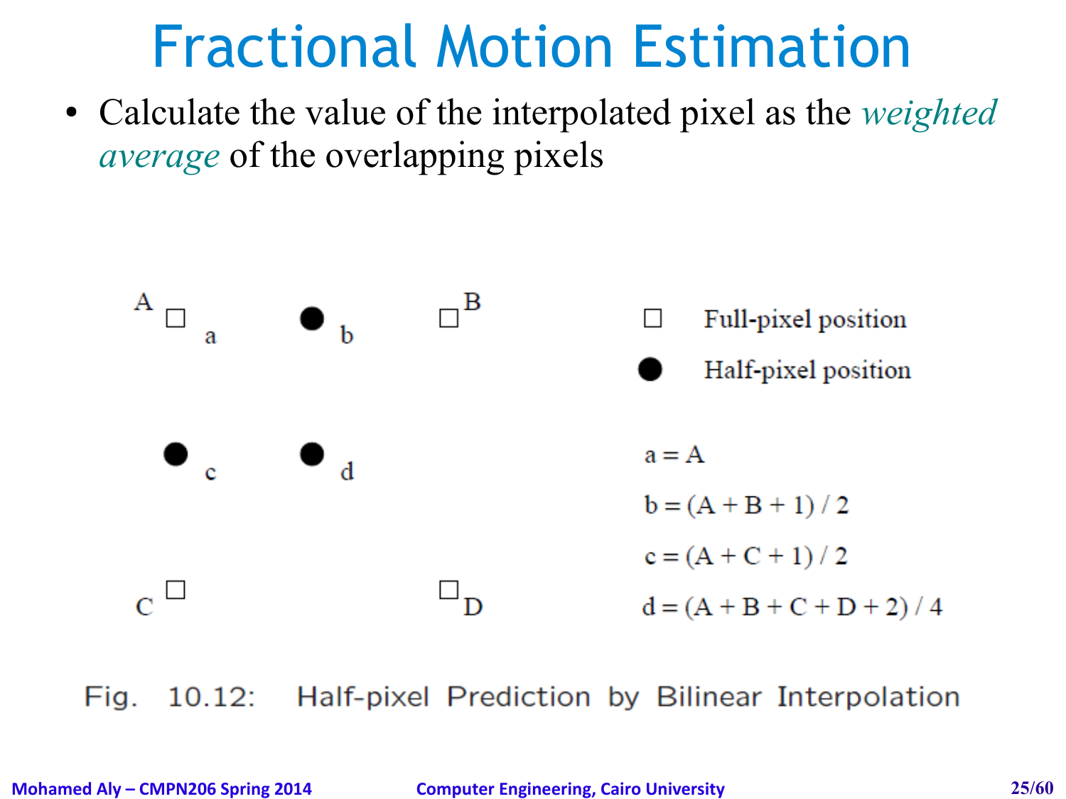# Fractional Motion Estimation

- Calculate the value of the interpolated pixel as the *weighted average* of the overlapping pixels

□ Full-pixel position

● Half-pixel position

$a = A$

$b = (A + B + 1) / 2$

$c = (A + C + 1) / 2$

$d = (A + B + C + D + 2) / 4$

Fig. 10.12: Half-pixel Prediction by Bilinear Interpolation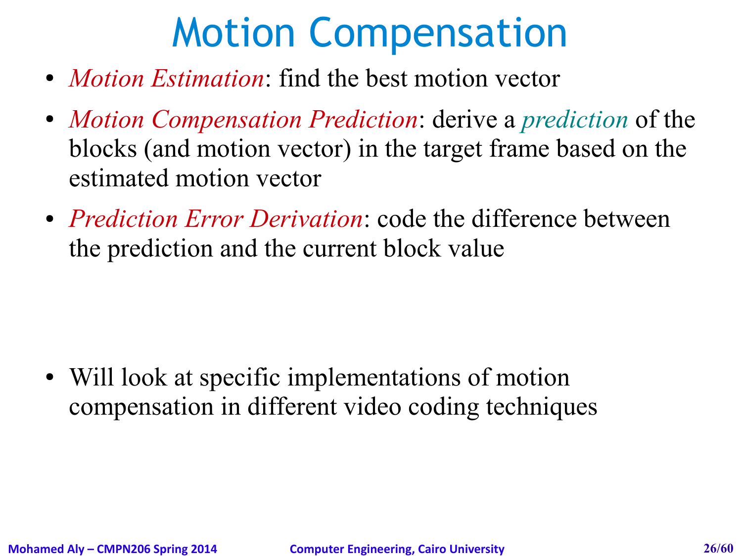# Motion Compensation

- *Motion Estimation*: find the best motion vector
- *Motion Compensation Prediction*: derive a *prediction* of the blocks (and motion vector) in the target frame based on the estimated motion vector
- *Prediction Error Derivation*: code the difference between the prediction and the current block value

- Will look at specific implementations of motion compensation in different video coding techniques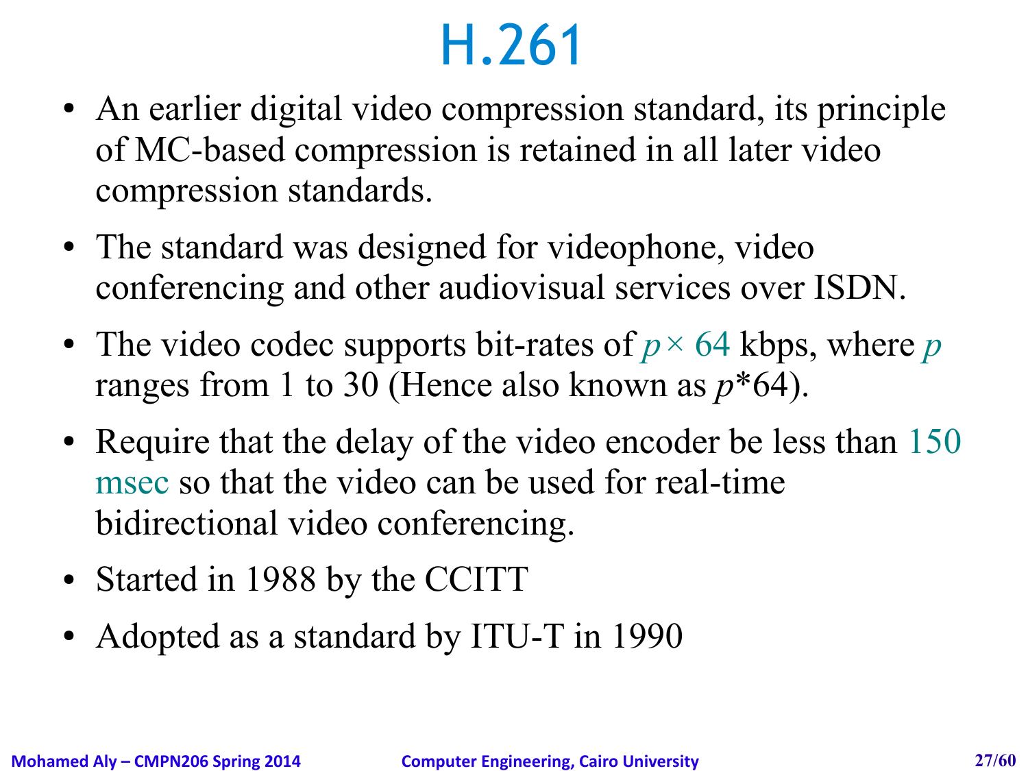# H.261

- An earlier digital video compression standard, its principle of MC-based compression is retained in all later video compression standards.
- The standard was designed for videophone, video conferencing and other audiovisual services over ISDN.
- The video codec supports bit-rates of $p \times 64$ kbps, where $p$ ranges from 1 to 30 (Hence also known as $p$*64).
- Require that the delay of the video encoder be less than 150 msec so that the video can be used for real-time bidirectional video conferencing.
- Started in 1988 by the CCITT
- Adopted as a standard by ITU-T in 1990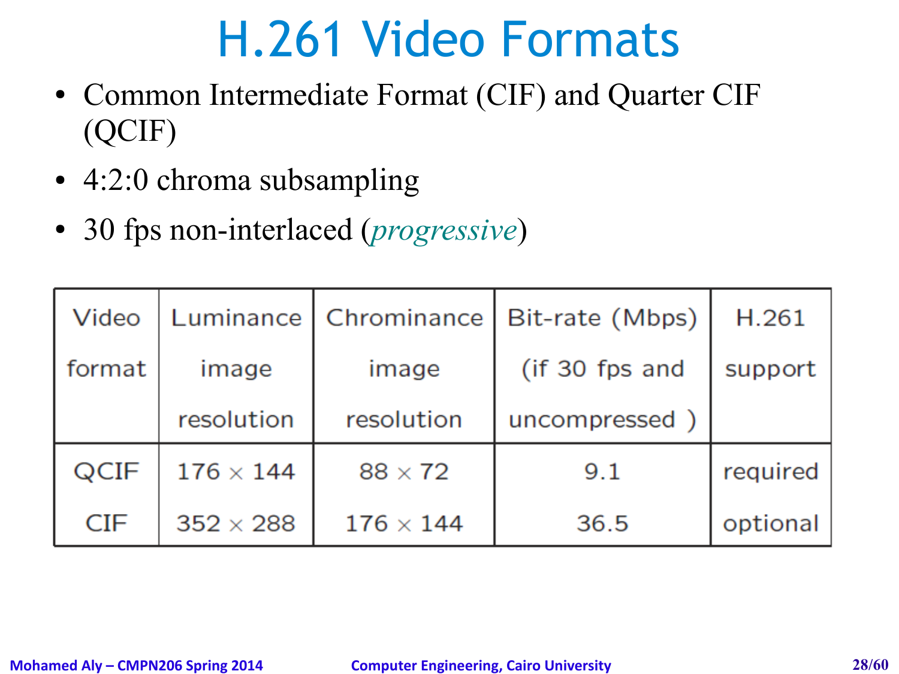# H.261 Video Formats

- Common Intermediate Format (CIF) and Quarter CIF (QCIF)
- 4:2:0 chroma subsampling
- 30 fps non-interlaced (*progressive*)

| Video format | Luminance image resolution | Chrominance image resolution | Bit-rate (Mbps) (if 30 fps and uncompressed ) | H.261 support |
|---|---|---|---|---|
| QCIF | $176 \times 144$ | $88 \times 72$ | 9.1 | required |
| CIF | $352 \times 288$ | $176 \times 144$ | 36.5 | optional |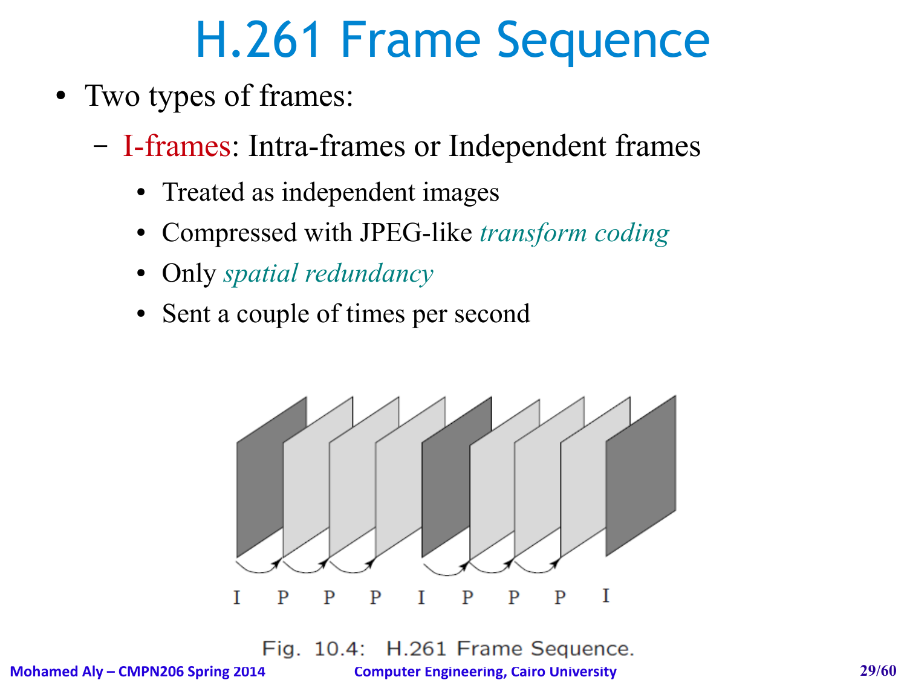# H.261 Frame Sequence

- Two types of frames:
  - I-frames: Intra-frames or Independent frames
    - Treated as independent images
    - Compressed with JPEG-like *transform coding*
    - Only *spatial redundancy*
    - Sent a couple of times per second

I P P P I P P P I

Fig. 10.4: H.261 Frame Sequence.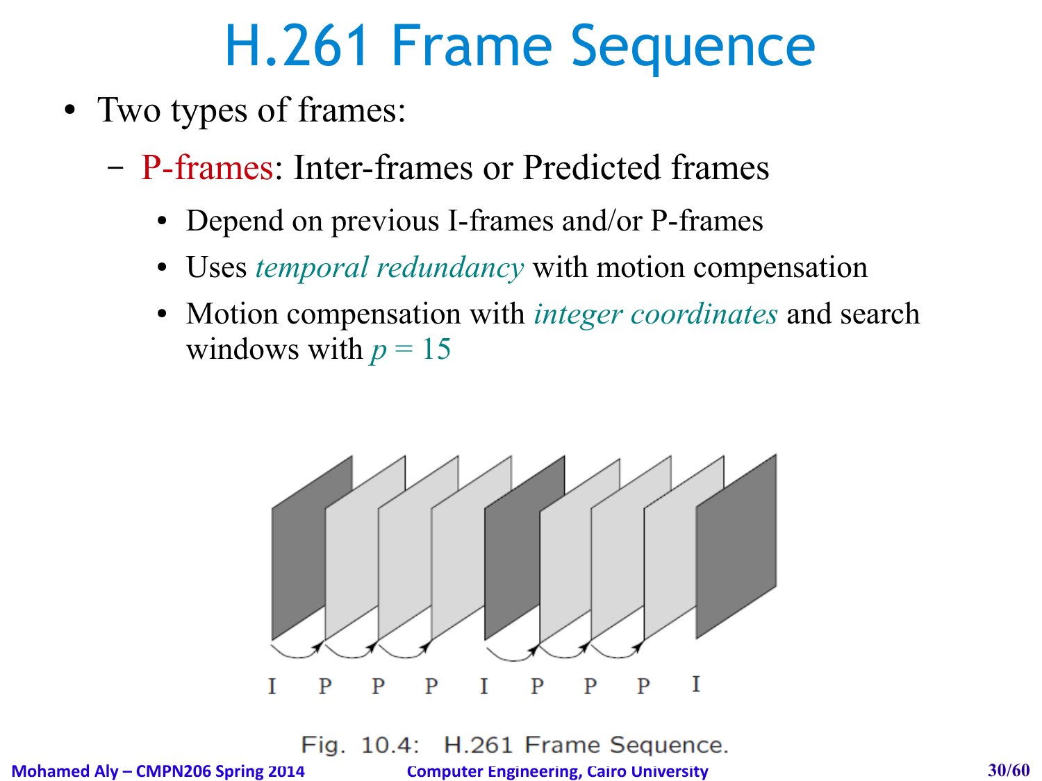# H.261 Frame Sequence

- Two types of frames:
  - P-frames: Inter-frames or Predicted frames
    - Depend on previous I-frames and/or P-frames
    - Uses *temporal redundancy* with motion compensation
    - Motion compensation with *integer coordinates* and search windows with $p = 15$

I P P P I P P P I

Fig. 10.4: H.261 Frame Sequence.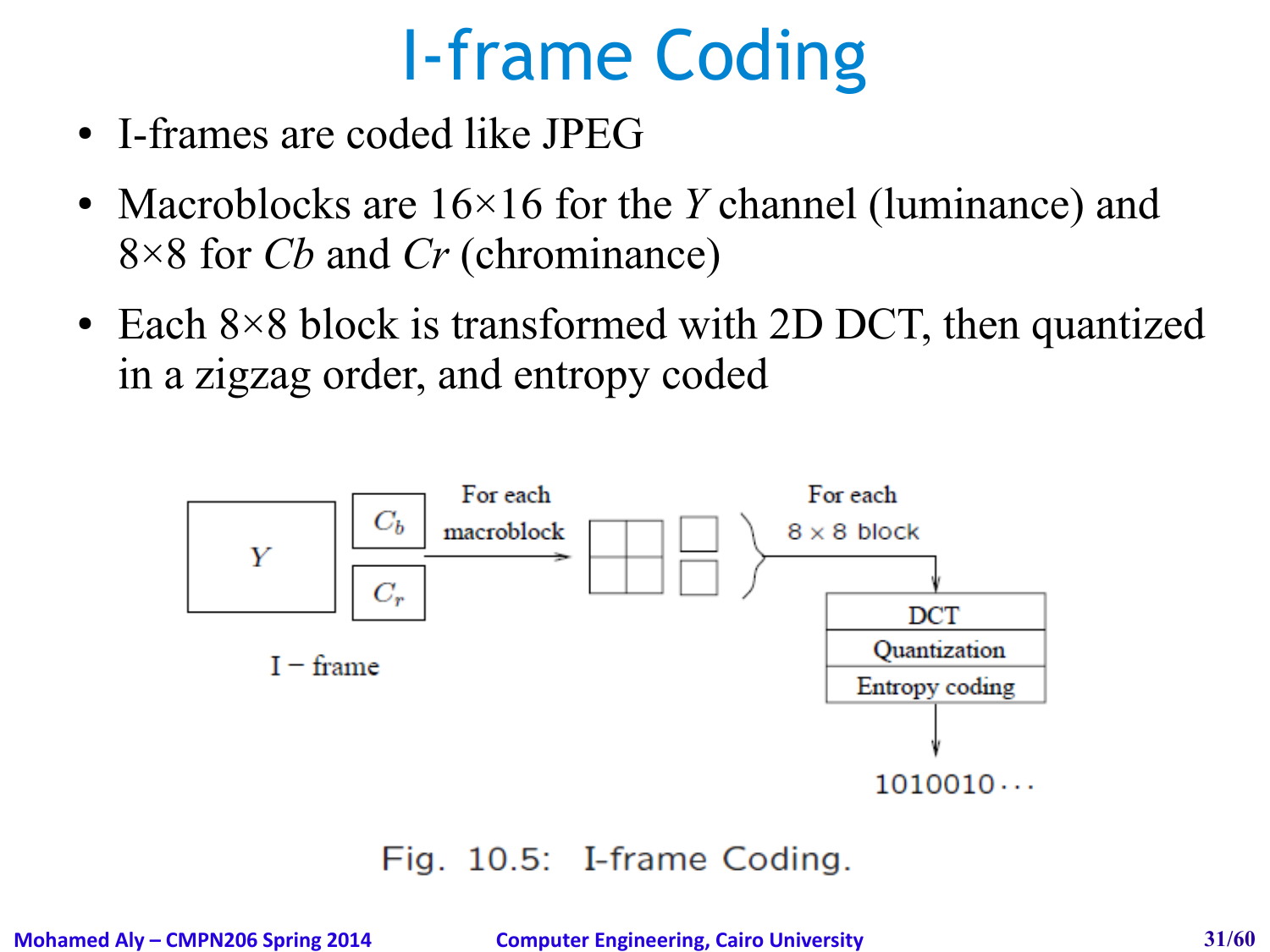# I-frame Coding

- I-frames are coded like JPEG
- Macroblocks are 16×16 for the *Y* channel (luminance) and 8×8 for *Cb* and *Cr* (chrominance)
- Each 8×8 block is transformed with 2D DCT, then quantized in a zigzag order, and entropy coded

Fig. 10.5: I-frame Coding.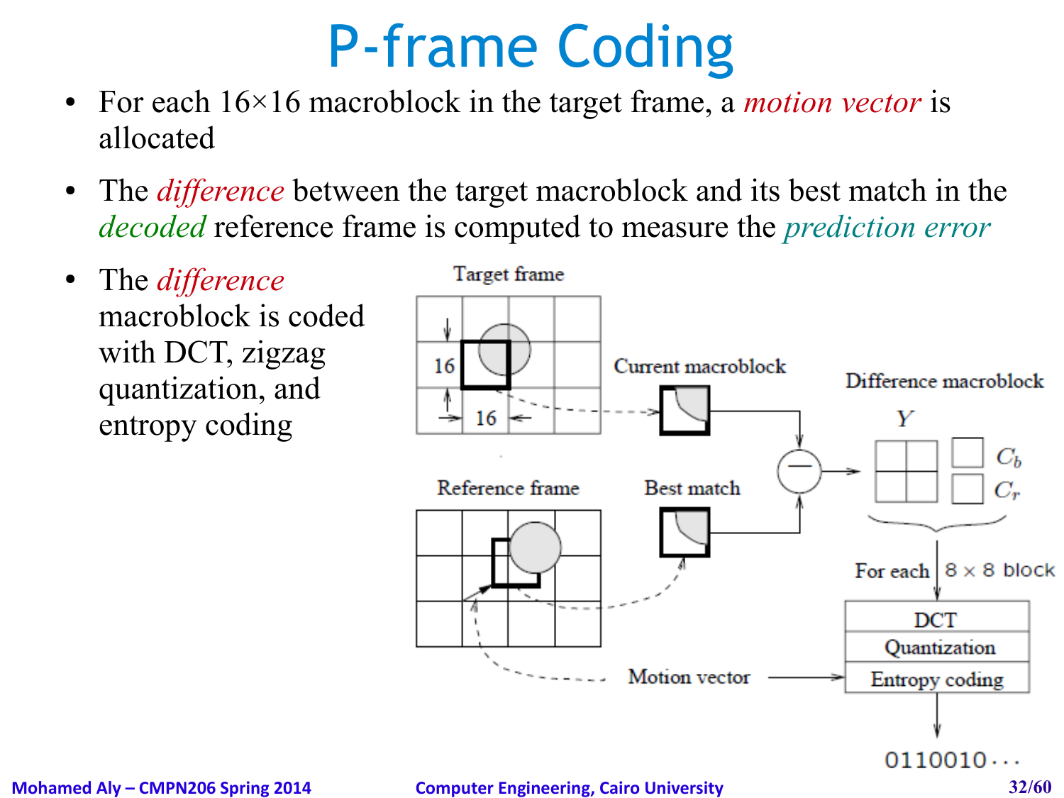# P-frame Coding

- For each 16×16 macroblock in the target frame, a *motion vector* is allocated
- The *difference* between the target macroblock and its best match in the *decoded* reference frame is computed to measure the *prediction error*
- The *difference* macroblock is coded with DCT, zigzag quantization, and entropy coding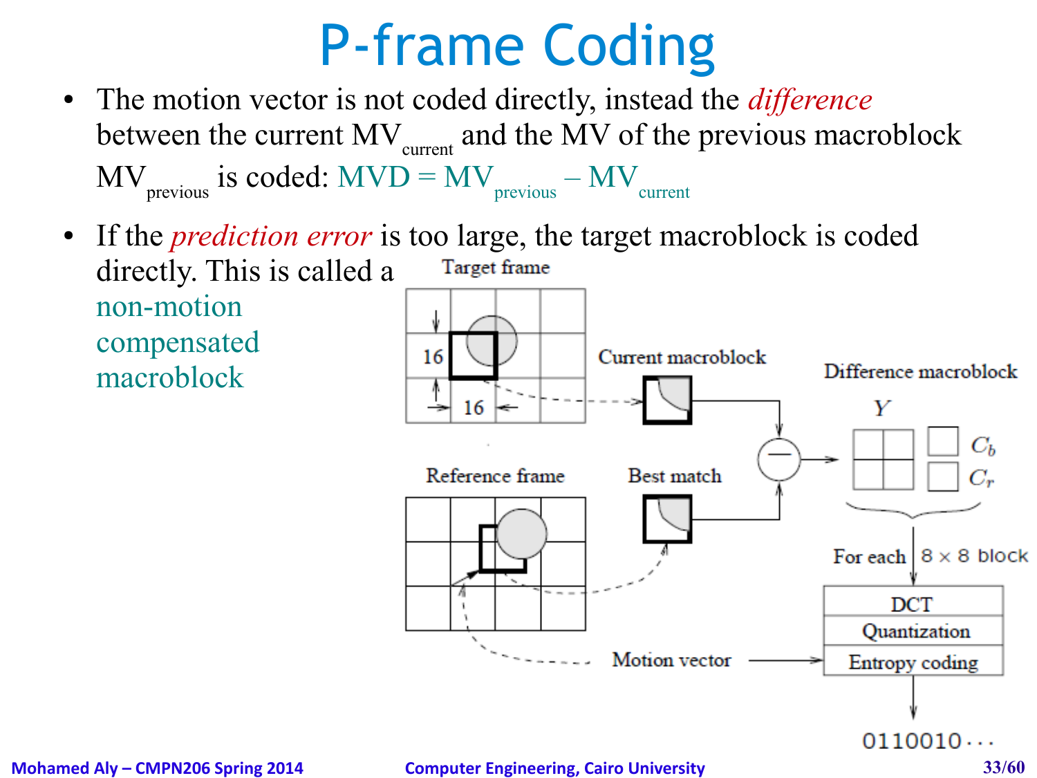# P-frame Coding

- The motion vector is not coded directly, instead the *difference* between the current $MV_{current}$ and the MV of the previous macroblock $MV_{previous}$ is coded: $MVD = MV_{previous} - MV_{current}$
- If the *prediction error* is too large, the target macroblock is coded directly. This is called a non-motion compensated macroblock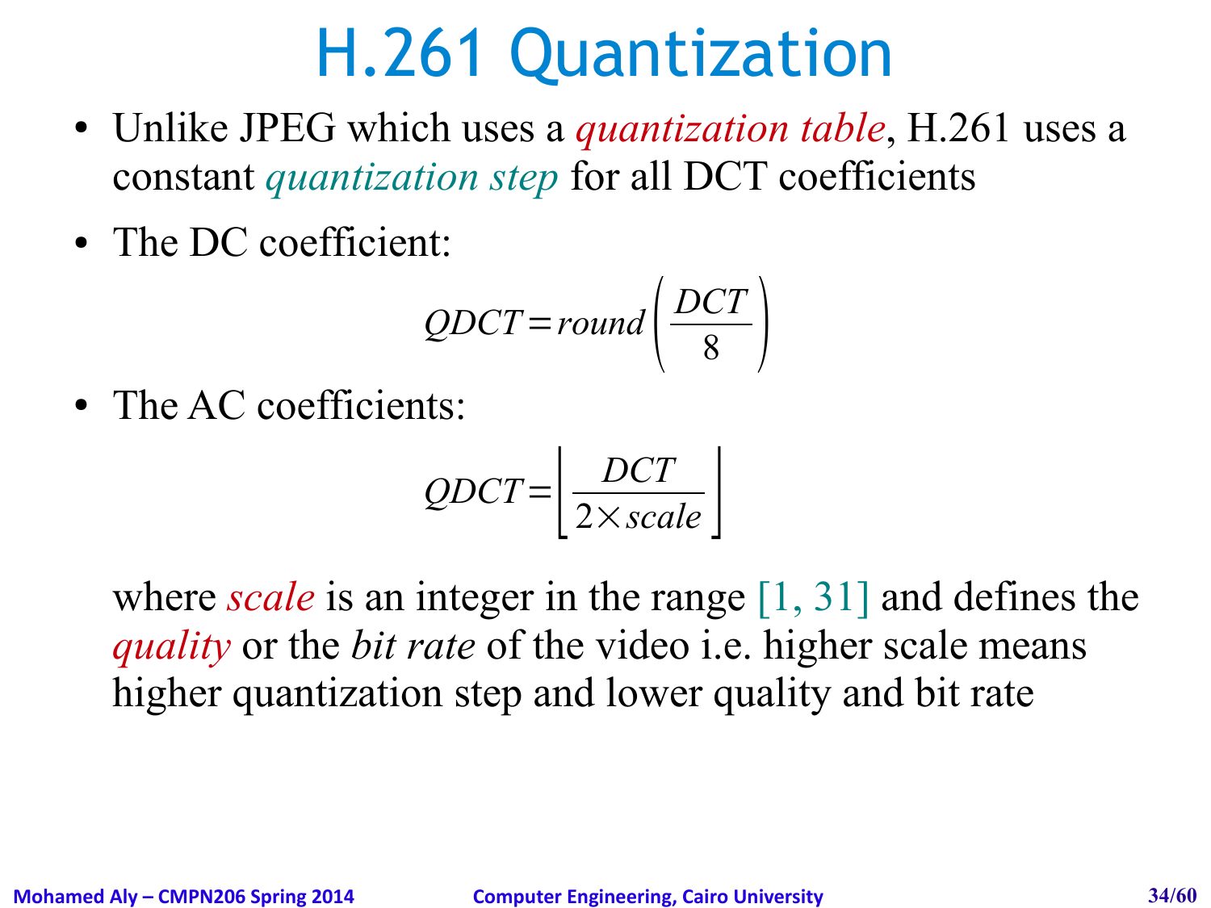# H.261 Quantization

- Unlike JPEG which uses a *quantization table*, H.261 uses a constant *quantization step* for all DCT coefficients
- The DC coefficient:

$$QDCT = round\left(\frac{DCT}{8}\right)$$

- The AC coefficients:

$$QDCT = \left\lfloor \frac{DCT}{2 \times scale} \right\rfloor$$

where *scale* is an integer in the range [1, 31] and defines the *quality* or the *bit rate* of the video i.e. higher scale means higher quantization step and lower quality and bit rate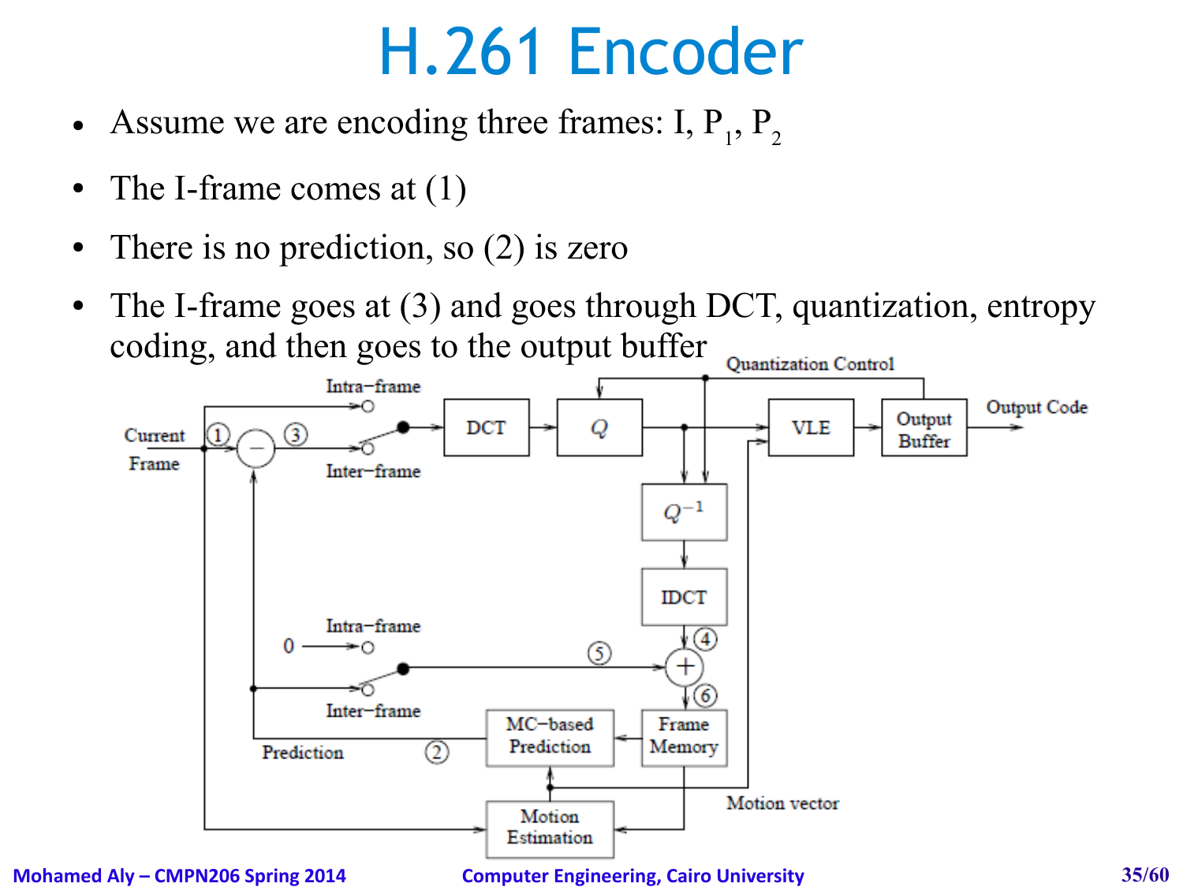# H.261 Encoder

- Assume we are encoding three frames: I, $P_1$, $P_2$
- The I-frame comes at (1)
- There is no prediction, so (2) is zero
- The I-frame goes at (3) and goes through DCT, quantization, entropy coding, and then goes to the output buffer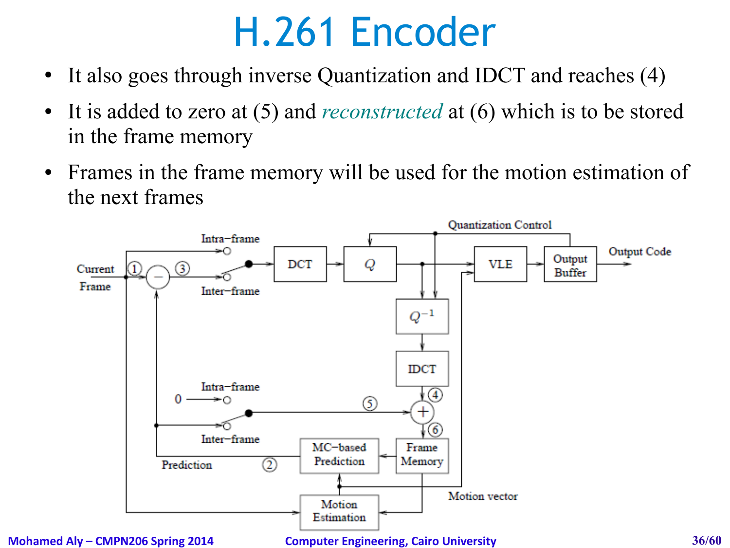# H.261 Encoder

- It also goes through inverse Quantization and IDCT and reaches (4)
- It is added to zero at (5) and *reconstructed* at (6) which is to be stored in the frame memory
- Frames in the frame memory will be used for the motion estimation of the next frames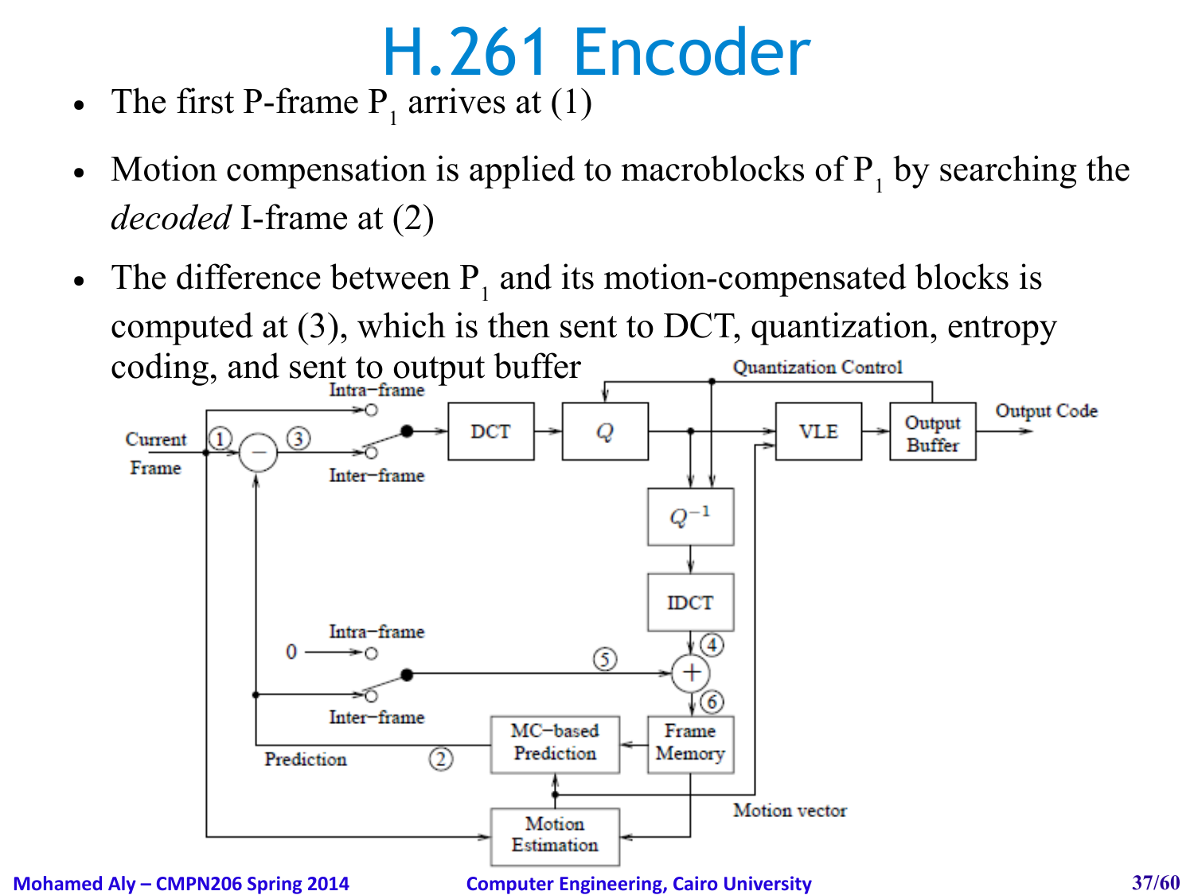# H.261 Encoder

- The first P-frame $P_1$ arrives at (1)
- Motion compensation is applied to macroblocks of $P_1$ by searching the *decoded* I-frame at (2)
- The difference between $P_1$ and its motion-compensated blocks is computed at (3), which is then sent to DCT, quantization, entropy coding, and sent to output buffer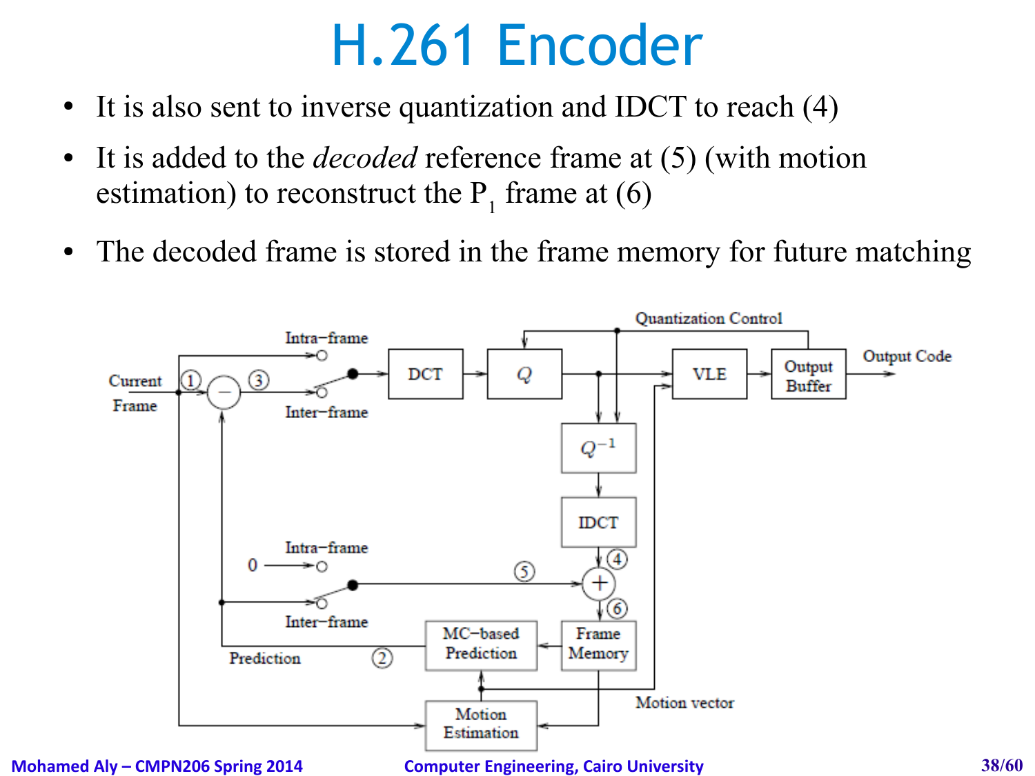# H.261 Encoder

- It is also sent to inverse quantization and IDCT to reach (4)
- It is added to the *decoded* reference frame at (5) (with motion estimation) to reconstruct the $P_1$ frame at (6)
- The decoded frame is stored in the frame memory for future matching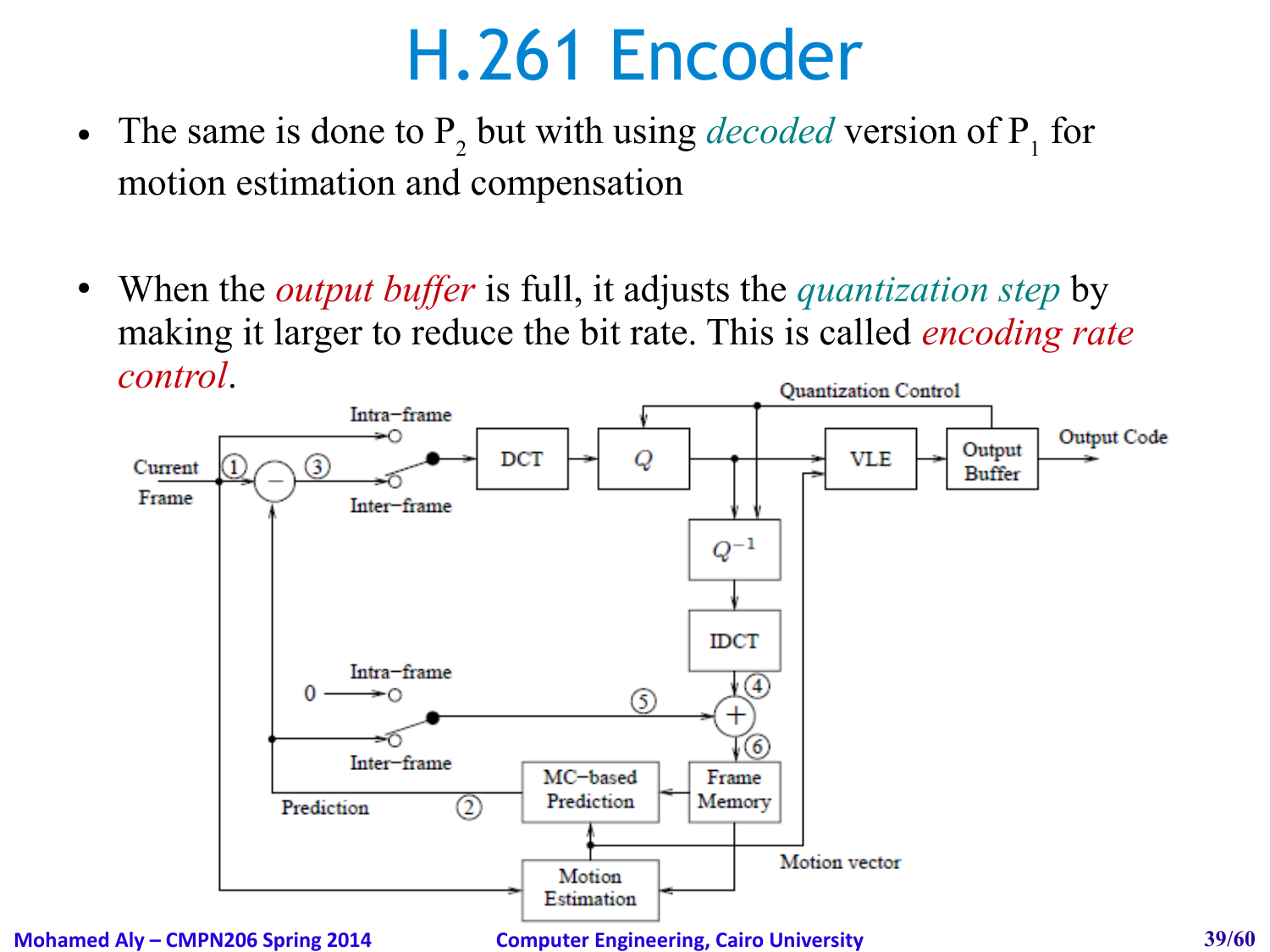# H.261 Encoder

- The same is done to $P_2$ but with using *decoded* version of $P_1$ for motion estimation and compensation

- When the *output buffer* is full, it adjusts the *quantization step* by making it larger to reduce the bit rate. This is called *encoding rate control*.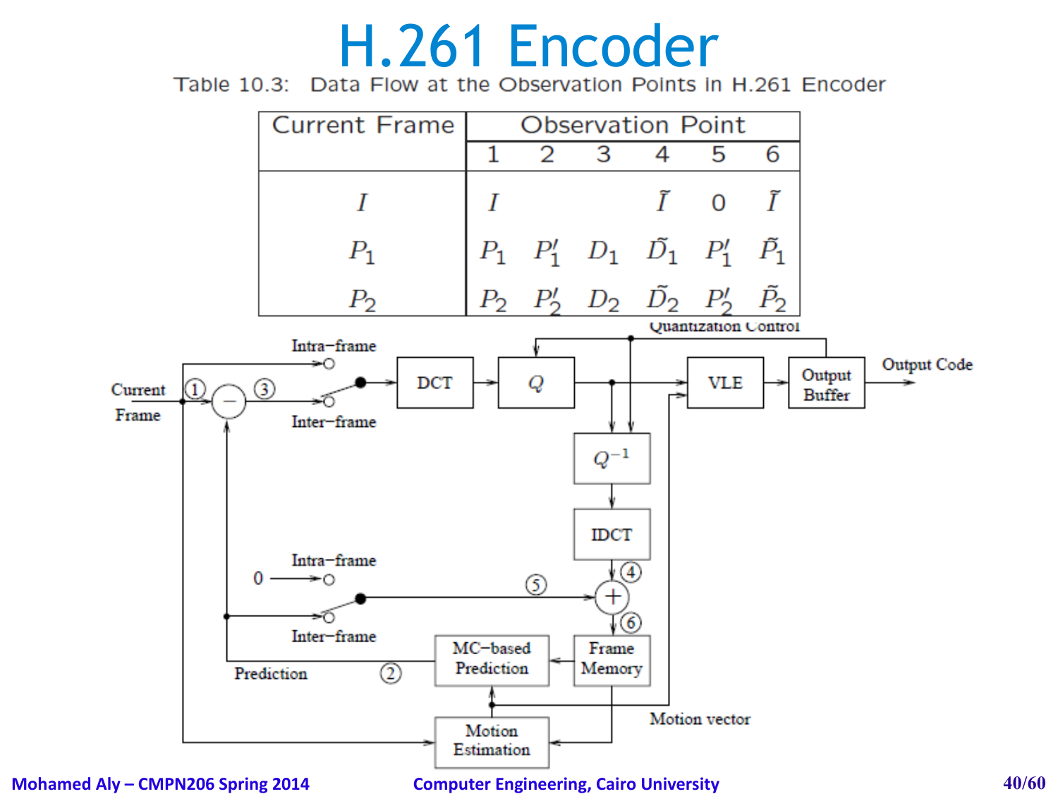# H.261 Encoder

Table 10.3: Data Flow at the Observation Points in H.261 Encoder

| Current Frame | Observation Point | | | | | |
|---|---|---|---|---|---|---|
| | 1 | 2 | 3 | 4 | 5 | 6 |
| $I$ | $I$ | | | $\tilde{I}$ | 0 | $\tilde{I}$ |
| $P_1$ | $P_1$ | $P_1'$ | $D_1$ | $\tilde{D}_1$ | $P_1'$ | $\tilde{P}_1$ |
| $P_2$ | $P_2$ | $P_2'$ | $D_2$ | $\tilde{D}_2$ | $P_2'$ | $\tilde{P}_2$ |

Quantization Control

Intra−frame

Current Frame

① ③

DCT

$Q$

VLE

Output Buffer

Output Code

Inter−frame

$Q^{-1}$

IDCT

Intra−frame

0

⑤

④

⑥

Inter−frame

MC−based Prediction

Frame Memory

Prediction

②

Motion Estimation

Motion vector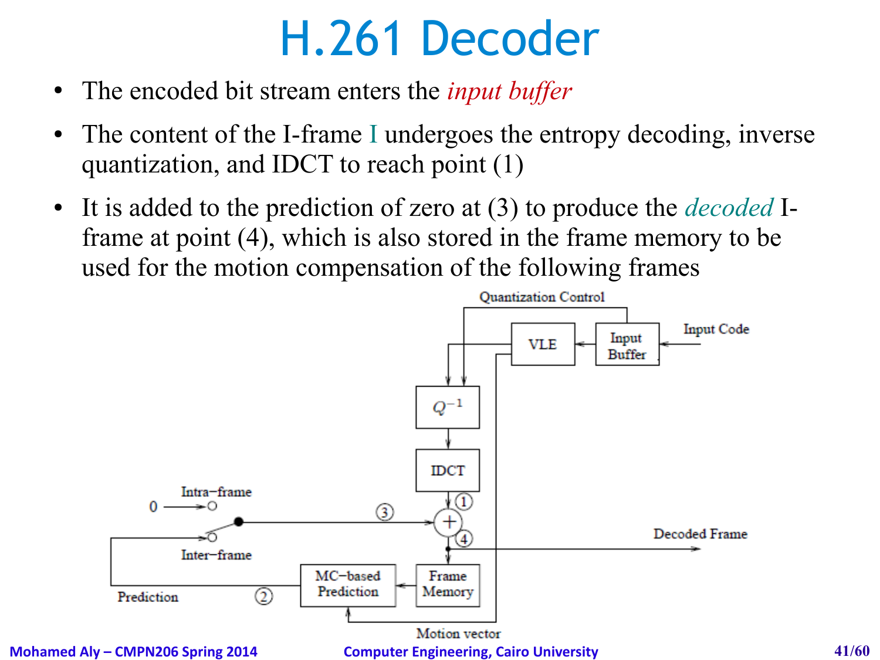# H.261 Decoder

- The encoded bit stream enters the *input buffer*
- The content of the I-frame I undergoes the entropy decoding, inverse quantization, and IDCT to reach point (1)
- It is added to the prediction of zero at (3) to produce the *decoded* I-frame at point (4), which is also stored in the frame memory to be used for the motion compensation of the following frames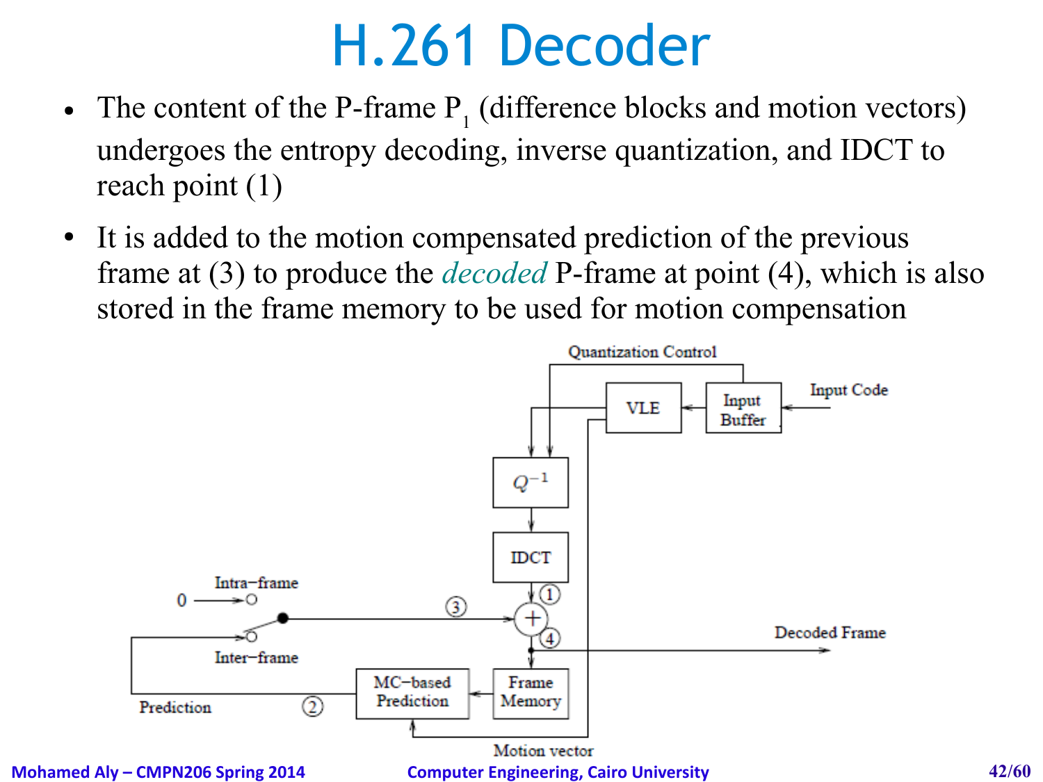# H.261 Decoder

- The content of the P-frame $P_1$ (difference blocks and motion vectors) undergoes the entropy decoding, inverse quantization, and IDCT to reach point (1)
- It is added to the motion compensated prediction of the previous frame at (3) to produce the *decoded* P-frame at point (4), which is also stored in the frame memory to be used for motion compensation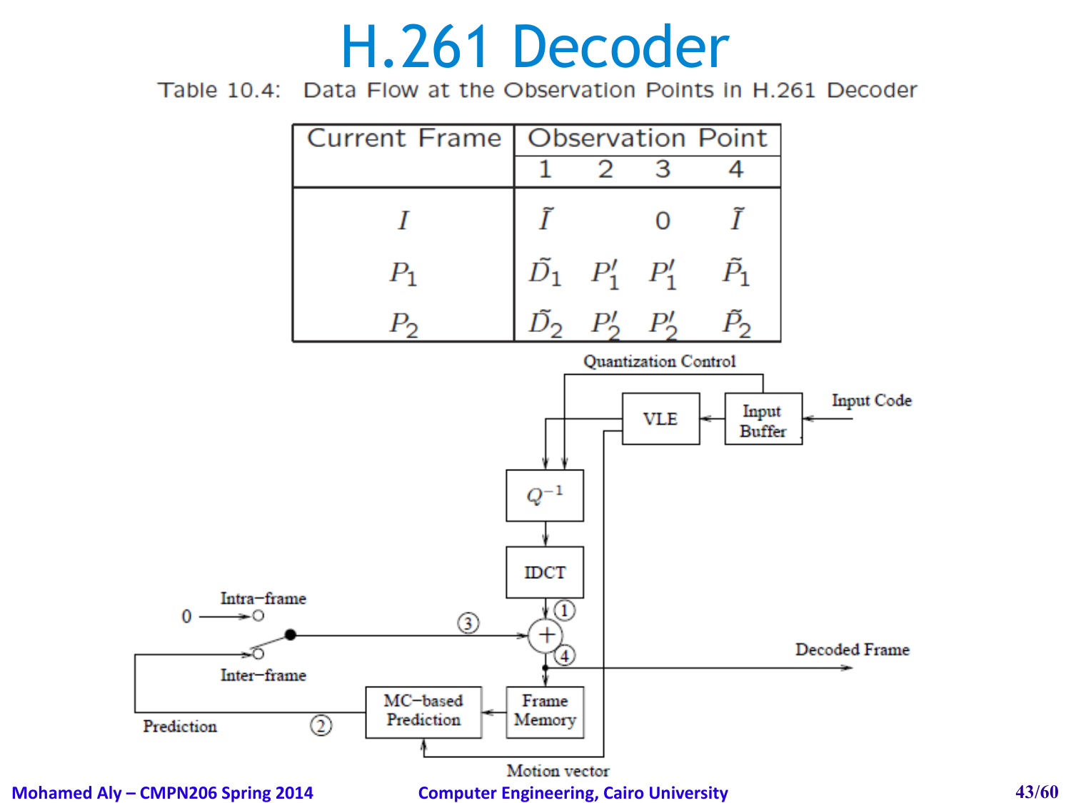# H.261 Decoder

Table 10.4: Data Flow at the Observation Points in H.261 Decoder

| Current Frame | Observation Point | | | |
|---|---|---|---|---|
| | 1 | 2 | 3 | 4 |
| $I$ | $\tilde{I}$ | | 0 | $\tilde{I}$ |
| $P_1$ | $\tilde{D}_1$ | $P_1'$ | $P_1'$ | $\tilde{P}_1$ |
| $P_2$ | $\tilde{D}_2$ | $P_2'$ | $P_2'$ | $\tilde{P}_2$ |

Quantization Control

Input Code

Input Buffer

VLE

$Q^{-1}$

IDCT

Intra−frame

0

Inter−frame

Decoded Frame

Prediction

MC−based Prediction

Frame Memory

Motion vector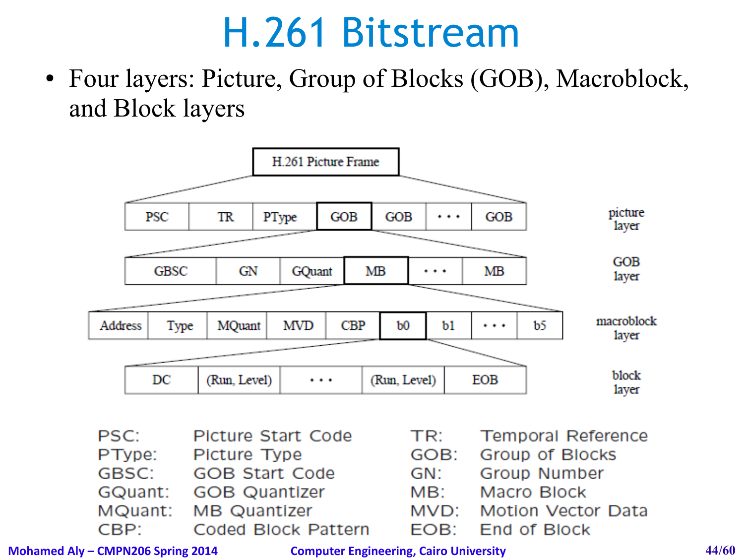# H.261 Bitstream

- Four layers: Picture, Group of Blocks (GOB), Macroblock, and Block layers

H.261 Picture Frame

| PSC | TR | PType | GOB | GOB | • • • | GOB | picture layer |
|---|---|---|---|---|---|---|---|

| GBSC | GN | GQuant | MB | • • • | MB | GOB layer |
|---|---|---|---|---|---|---|

| Address | Type | MQuant | MVD | CBP | b0 | b1 | • • • | b5 | macroblock layer |
|---|---|---|---|---|---|---|---|---|---|

| DC | (Run, Level) | • • • | (Run, Level) | EOB | block layer |
|---|---|---|---|---|---|

| | | | |
|---|---|---|---|
| PSC: | Picture Start Code | TR: | Temporal Reference |
| PType: | Picture Type | GOB: | Group of Blocks |
| GBSC: | GOB Start Code | GN: | Group Number |
| GQuant: | GOB Quantizer | MB: | Macro Block |
| MQuant: | MB Quantizer | MVD: | Motion Vector Data |
| CBP: | Coded Block Pattern | EOB: | End of Block |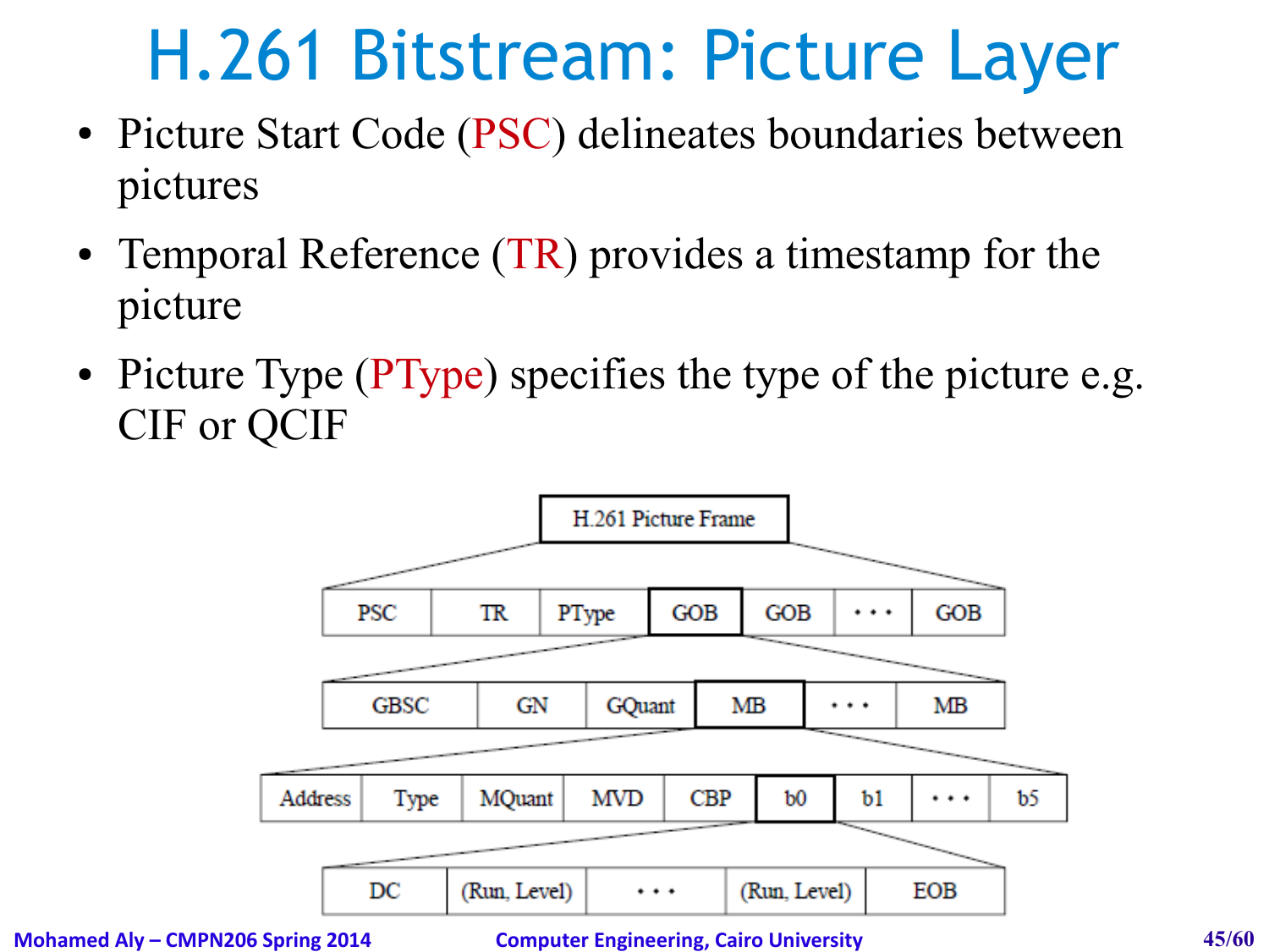# H.261 Bitstream: Picture Layer

- Picture Start Code (PSC) delineates boundaries between pictures
- Temporal Reference (TR) provides a timestamp for the picture
- Picture Type (PType) specifies the type of the picture e.g. CIF or QCIF

H.261 Picture Frame

| PSC | TR | PType | GOB | GOB | • • • | GOB |
|---|---|---|---|---|---|---|

| GBSC | GN | GQuant | MB | • • • | MB |
|---|---|---|---|---|---|

| Address | Type | MQuant | MVD | CBP | b0 | b1 | • • • | b5 |
|---|---|---|---|---|---|---|---|---|

| DC | (Run, Level) | • • • | (Run, Level) | EOB |
|---|---|---|---|---|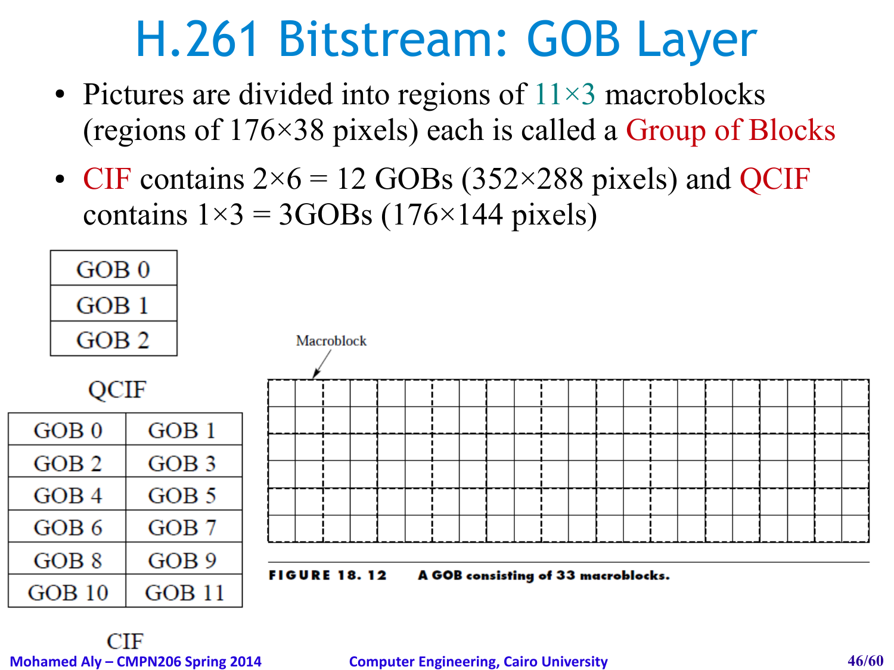# H.261 Bitstream: GOB Layer

- Pictures are divided into regions of 11×3 macroblocks (regions of 176×38 pixels) each is called a Group of Blocks
- CIF contains 2×6 = 12 GOBs (352×288 pixels) and QCIF contains 1×3 = 3GOBs (176×144 pixels)

| GOB 0 |
|---|
| GOB 1 |
| GOB 2 |

QCIF

| GOB 0 | GOB 1 |
|---|---|
| GOB 2 | GOB 3 |
| GOB 4 | GOB 5 |
| GOB 6 | GOB 7 |
| GOB 8 | GOB 9 |
| GOB 10 | GOB 11 |

CIF

Macroblock

**FIGURE 18.12** A GOB consisting of 33 macroblocks.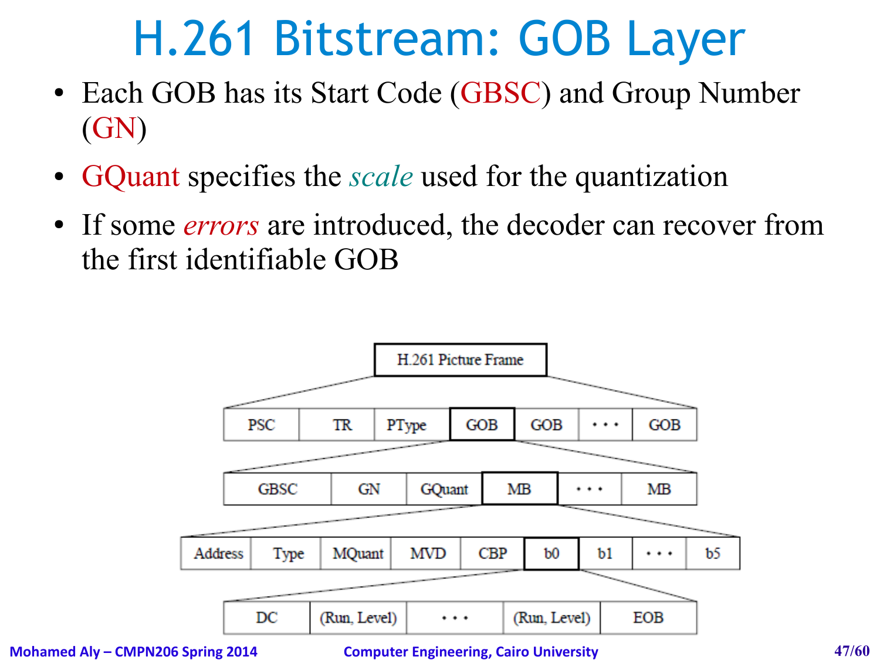# H.261 Bitstream: GOB Layer

- Each GOB has its Start Code (GBSC) and Group Number (GN)
- GQuant specifies the *scale* used for the quantization
- If some *errors* are introduced, the decoder can recover from the first identifiable GOB

H.261 Picture Frame

| PSC | TR | PType | GOB | GOB | • • • | GOB |
|---|---|---|---|---|---|---|

| GBSC | GN | GQuant | MB | • • • | MB |
|---|---|---|---|---|---|

| Address | Type | MQuant | MVD | CBP | b0 | b1 | • • • | b5 |
|---|---|---|---|---|---|---|---|---|

| DC | (Run, Level) | • • • | (Run, Level) | EOB |
|---|---|---|---|---|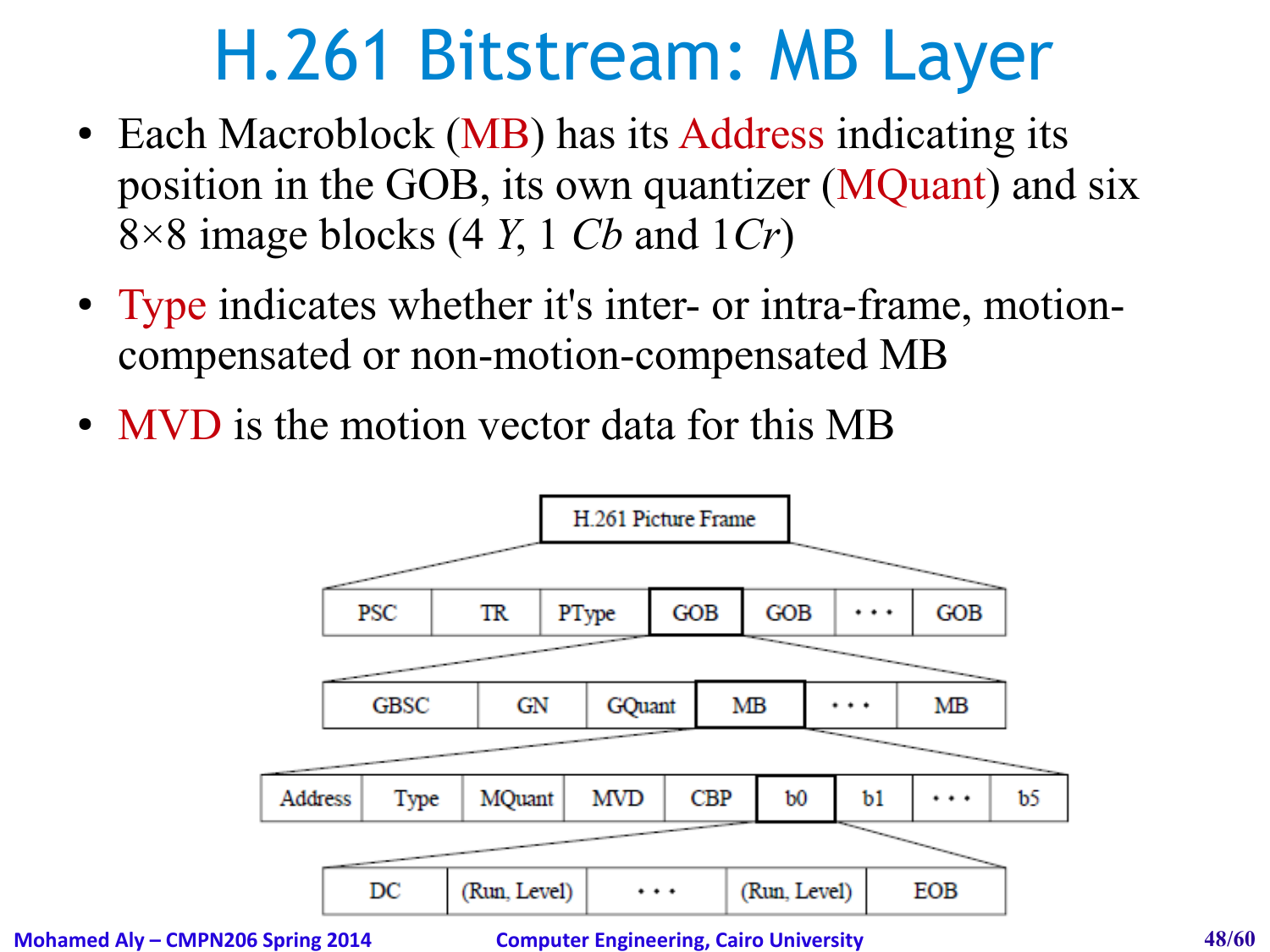# H.261 Bitstream: MB Layer

- Each Macroblock (MB) has its Address indicating its position in the GOB, its own quantizer (MQuant) and six 8×8 image blocks (4 *Y*, 1 *Cb* and 1*Cr*)
- Type indicates whether it's inter- or intra-frame, motion-compensated or non-motion-compensated MB
- MVD is the motion vector data for this MB

H.261 Picture Frame

| PSC | TR | PType | GOB | GOB | · · · | GOB |
|---|---|---|---|---|---|---|

| GBSC | GN | GQuant | MB | · · · | MB |
|---|---|---|---|---|---|

| Address | Type | MQuant | MVD | CBP | b0 | b1 | · · · | b5 |
|---|---|---|---|---|---|---|---|---|

| DC | (Run, Level) | · · · | (Run, Level) | EOB |
|---|---|---|---|---|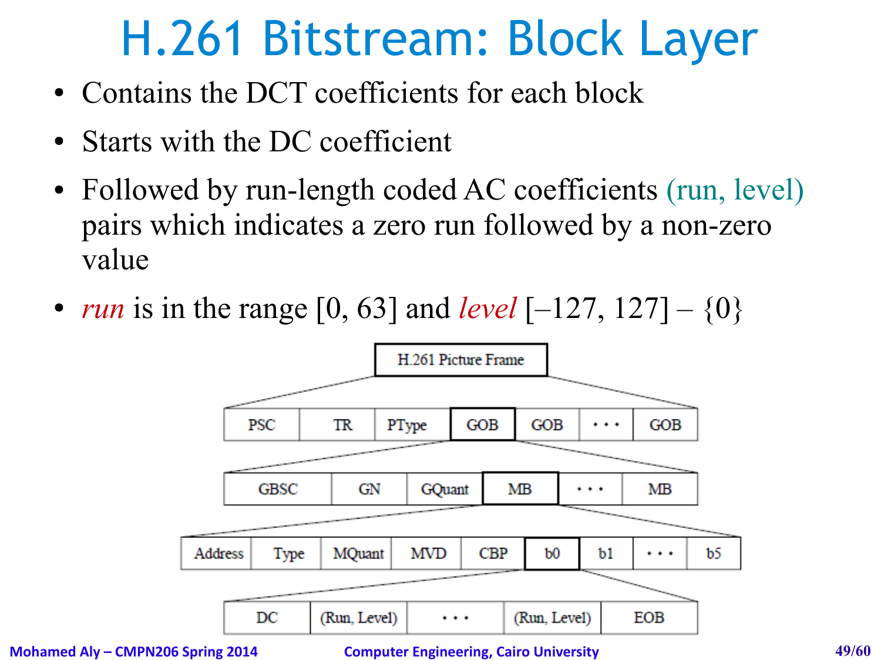# H.261 Bitstream: Block Layer

- Contains the DCT coefficients for each block
- Starts with the DC coefficient
- Followed by run-length coded AC coefficients (run, level) pairs which indicates a zero run followed by a non-zero value
- *run* is in the range [0, 63] and *level* [–127, 127] – {0}

H.261 Picture Frame

| PSC | TR | PType | GOB | GOB | . . . | GOB |
|---|---|---|---|---|---|---|

| GBSC | GN | GQuant | MB | . . . | MB |
|---|---|---|---|---|---|

| Address | Type | MQuant | MVD | CBP | b0 | b1 | . . . | b5 |
|---|---|---|---|---|---|---|---|---|

| DC | (Run, Level) | . . . | (Run, Level) | EOB |
|---|---|---|---|---|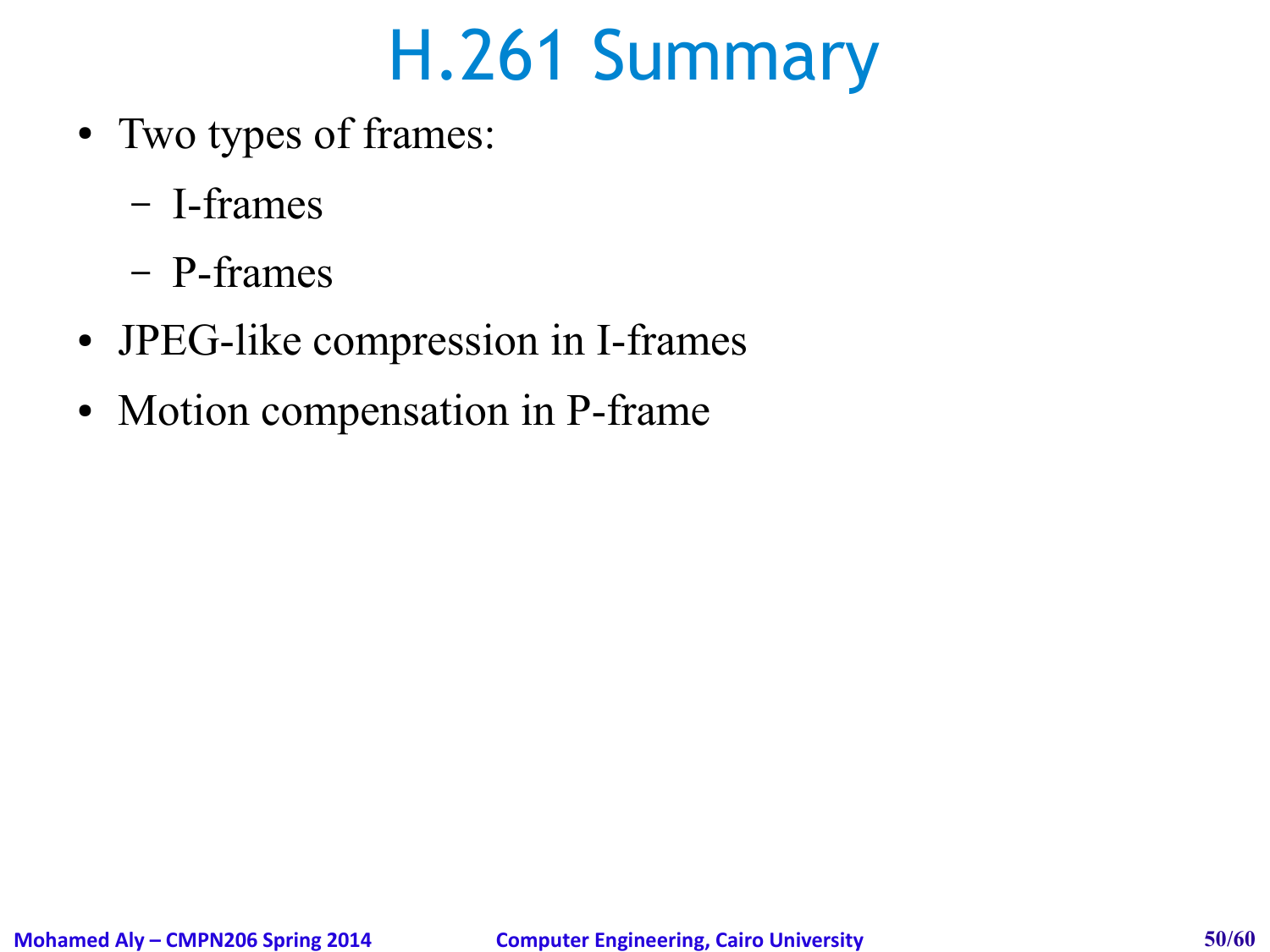# H.261 Summary

- Two types of frames:
  - I-frames
  - P-frames
- JPEG-like compression in I-frames
- Motion compensation in P-frame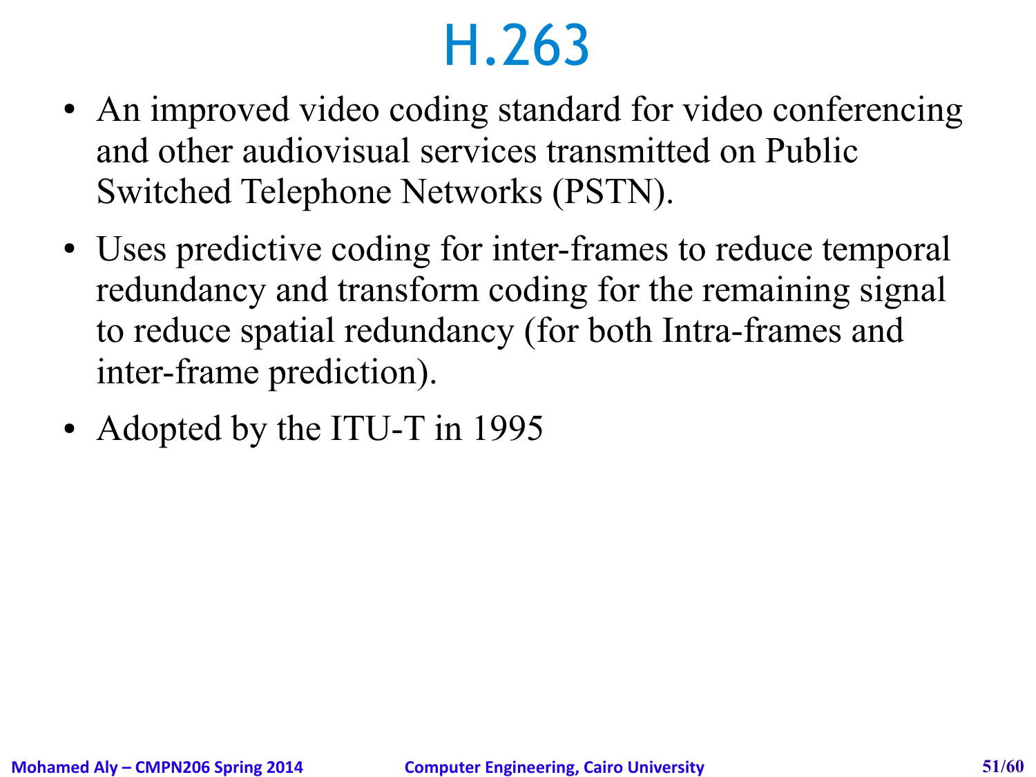# H.263

- An improved video coding standard for video conferencing and other audiovisual services transmitted on Public Switched Telephone Networks (PSTN).
- Uses predictive coding for inter-frames to reduce temporal redundancy and transform coding for the remaining signal to reduce spatial redundancy (for both Intra-frames and inter-frame prediction).
- Adopted by the ITU-T in 1995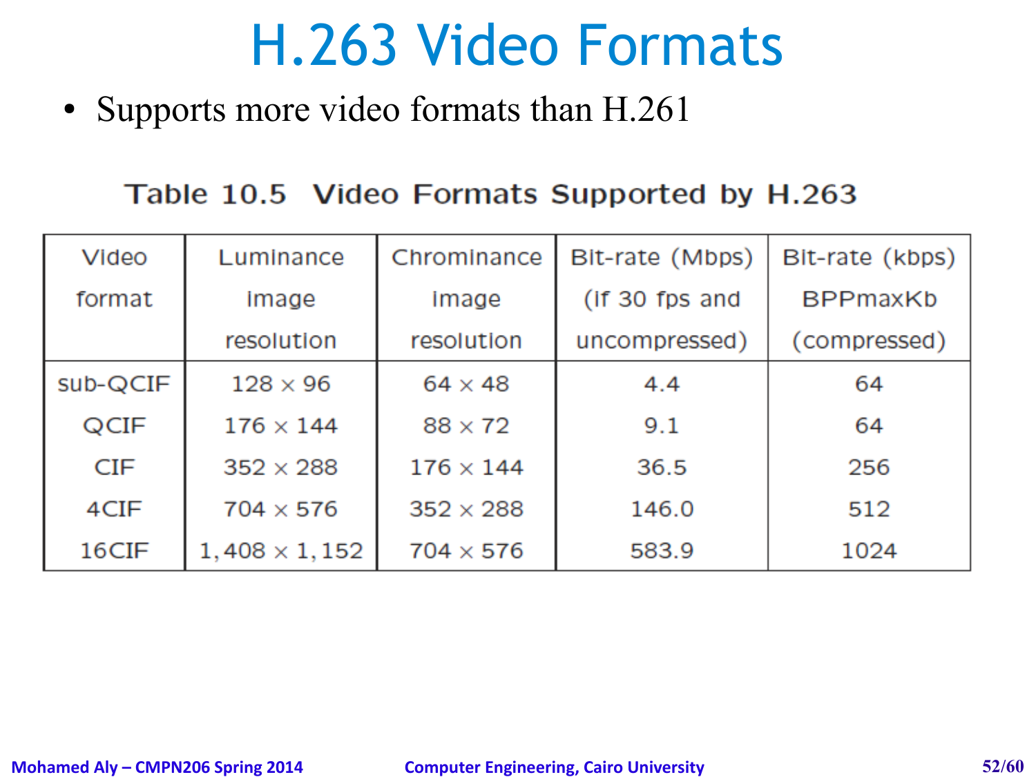# H.263 Video Formats

- Supports more video formats than H.261

Table 10.5 Video Formats Supported by H.263

| Video format | Luminance image resolution | Chrominance image resolution | Bit-rate (Mbps) (if 30 fps and uncompressed) | Bit-rate (kbps) BPPmaxKb (compressed) |
|---|---|---|---|---|
| sub-QCIF | 128 × 96 | 64 × 48 | 4.4 | 64 |
| QCIF | 176 × 144 | 88 × 72 | 9.1 | 64 |
| CIF | 352 × 288 | 176 × 144 | 36.5 | 256 |
| 4CIF | 704 × 576 | 352 × 288 | 146.0 | 512 |
| 16CIF | 1,408 × 1,152 | 704 × 576 | 583.9 | 1024 |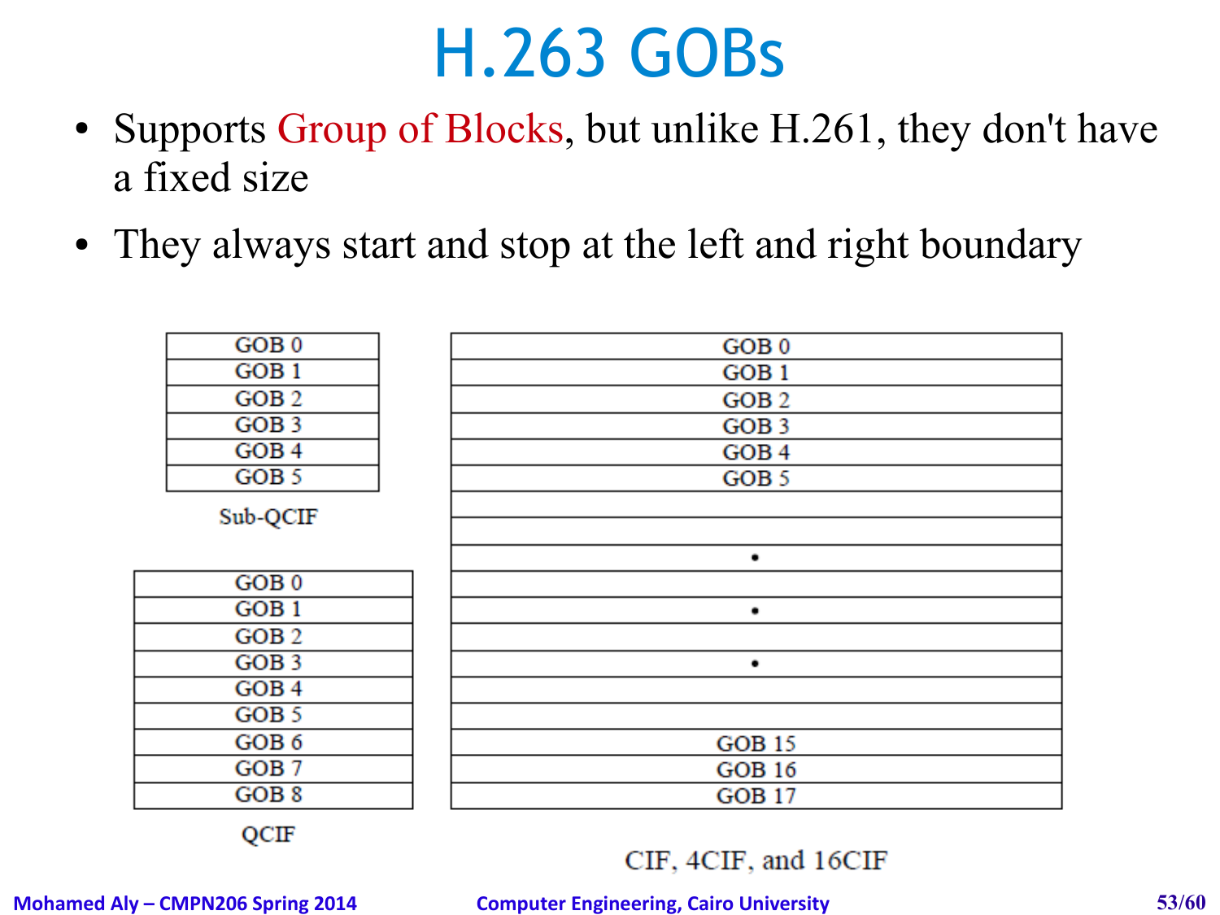# H.263 GOBs

- Supports Group of Blocks, but unlike H.261, they don't have a fixed size
- They always start and stop at the left and right boundary

| GOB 0 |
|---|
| GOB 1 |
| GOB 2 |
| GOB 3 |
| GOB 4 |
| GOB 5 |

Sub-QCIF

| GOB 0 |
|---|
| GOB 1 |
| GOB 2 |
| GOB 3 |
| GOB 4 |
| GOB 5 |
| GOB 6 |
| GOB 7 |
| GOB 8 |

QCIF

| GOB 0 |
|---|
| GOB 1 |
| GOB 2 |
| GOB 3 |
| GOB 4 |
| GOB 5 |
| |
| |
| • |
| |
| • |
| |
| • |
| |
| |
| GOB 15 |
| GOB 16 |
| GOB 17 |

CIF, 4CIF, and 16CIF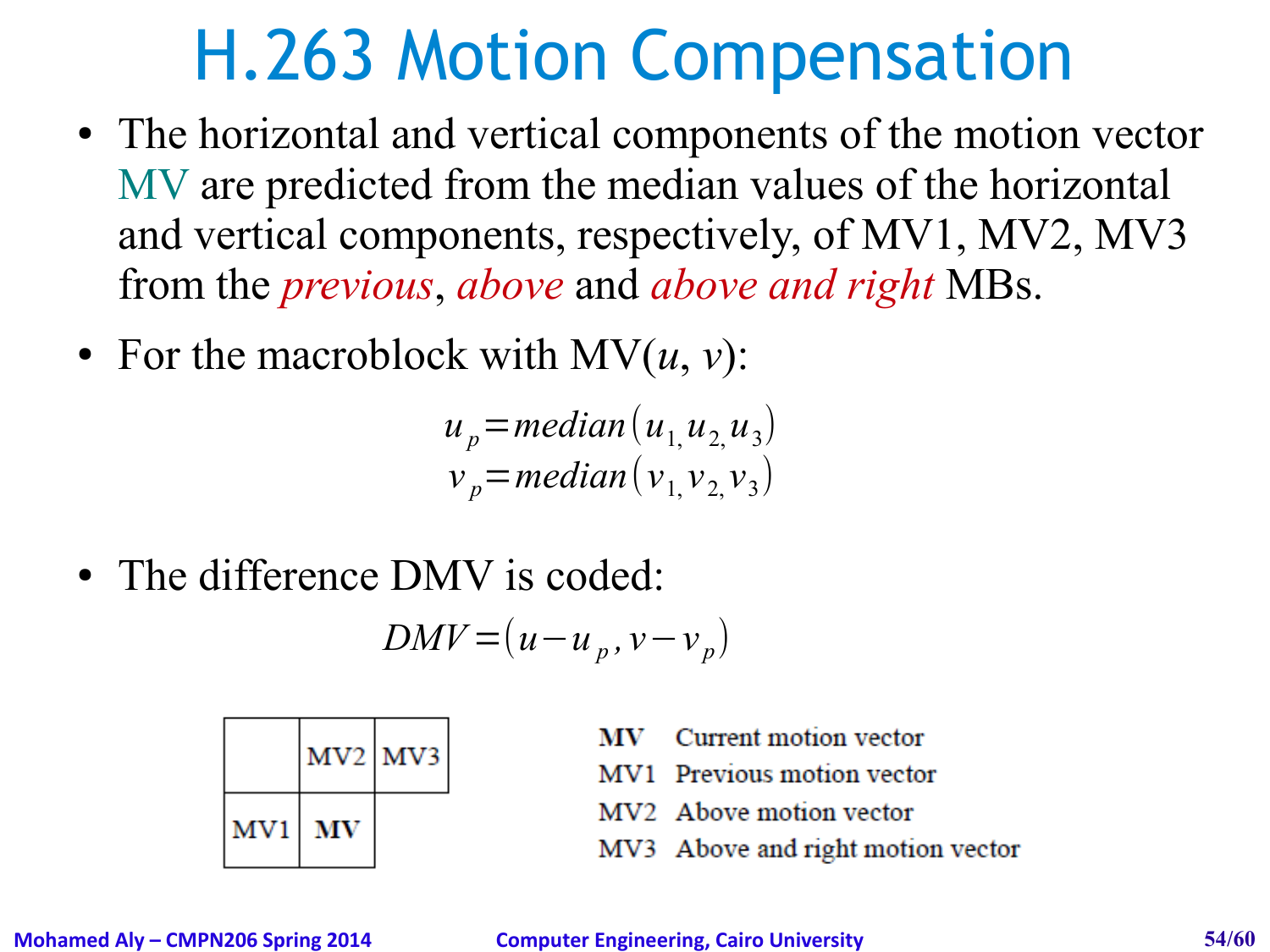# H.263 Motion Compensation

- The horizontal and vertical components of the motion vector MV are predicted from the median values of the horizontal and vertical components, respectively, of MV1, MV2, MV3 from the *previous*, *above* and *above and right* MBs.
- For the macroblock with MV($u$, $v$):

$$u_p = median(u_1, u_2, u_3)$$
$$v_p = median(v_1, v_2, v_3)$$

- The difference DMV is coded:

$$DMV = (u - u_p, v - v_p)$$

|  | MV2 | MV3 |
|---|---|---|
| MV1 | **MV** |  |

**MV** Current motion vector
MV1 Previous motion vector
MV2 Above motion vector
MV3 Above and right motion vector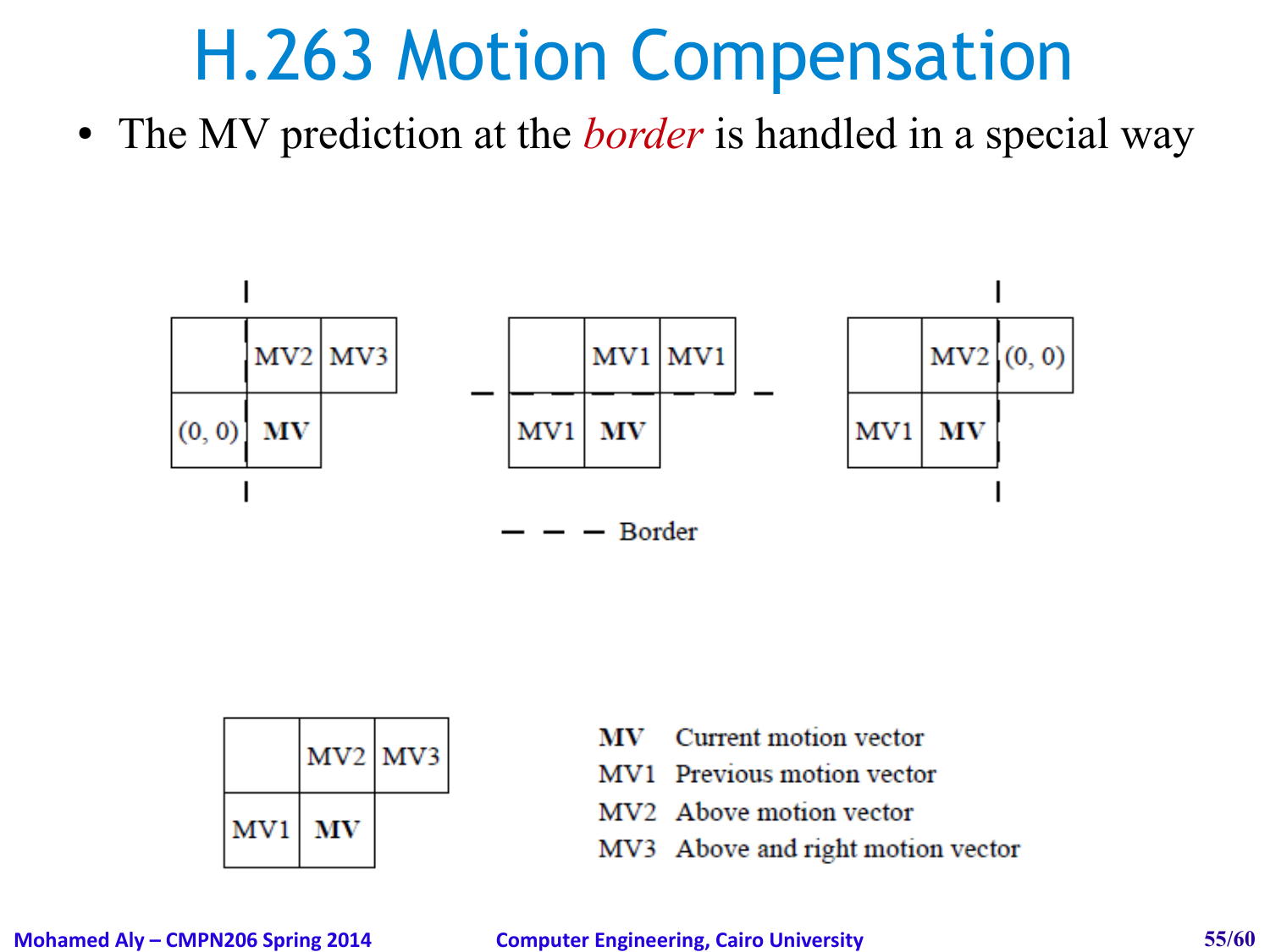# H.263 Motion Compensation

- The MV prediction at the *border* is handled in a special way

| | MV2 | MV3 |
|---|---|---|
| (0, 0) | **MV** | |

| | MV1 | MV1 |
|---|---|---|
| MV1 | **MV** | |

| | MV2 | (0, 0) |
|---|---|---|
| MV1 | **MV** | |

– – – Border

| | MV2 | MV3 |
|---|---|---|
| MV1 | **MV** | |

| | |
|---|---|
| **MV** | Current motion vector |
| MV1 | Previous motion vector |
| MV2 | Above motion vector |
| MV3 | Above and right motion vector |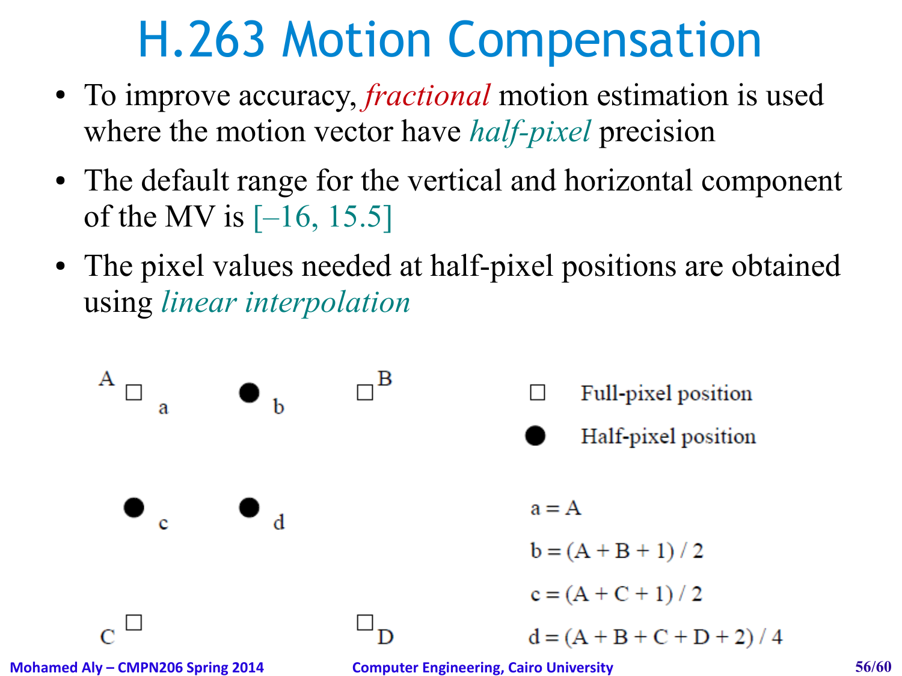# H.263 Motion Compensation

- To improve accuracy, *fractional* motion estimation is used where the motion vector have *half-pixel* precision
- The default range for the vertical and horizontal component of the MV is [–16, 15.5]
- The pixel values needed at half-pixel positions are obtained using *linear interpolation*

A □ a &nbsp;&nbsp;&nbsp; ● b &nbsp;&nbsp;&nbsp; □ B

● c &nbsp;&nbsp;&nbsp; ● d

C □ &nbsp;&nbsp;&nbsp; □ D

□ Full-pixel position

● Half-pixel position

$a = A$

$b = (A + B + 1) / 2$

$c = (A + C + 1) / 2$

$d = (A + B + C + D + 2) / 4$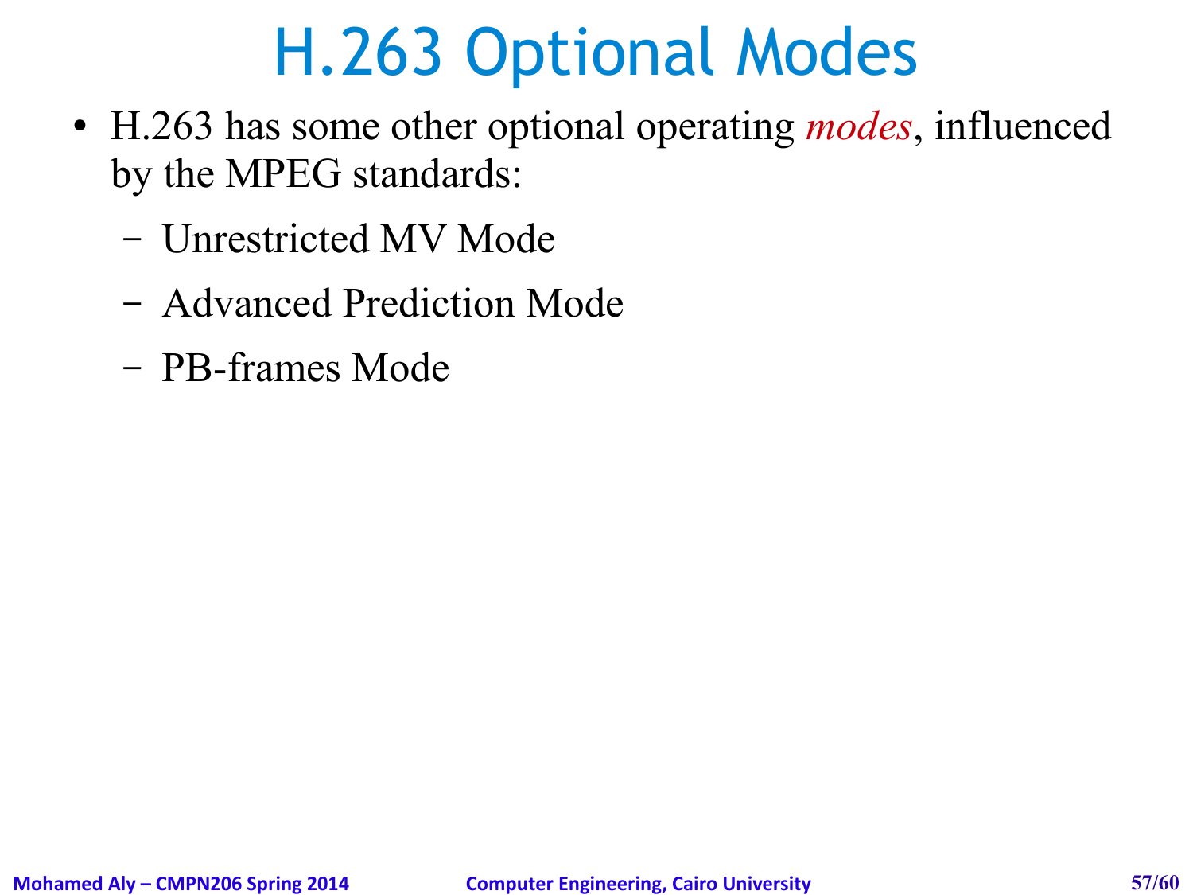# H.263 Optional Modes

- H.263 has some other optional operating *modes*, influenced by the MPEG standards:
  - Unrestricted MV Mode
  - Advanced Prediction Mode
  - PB-frames Mode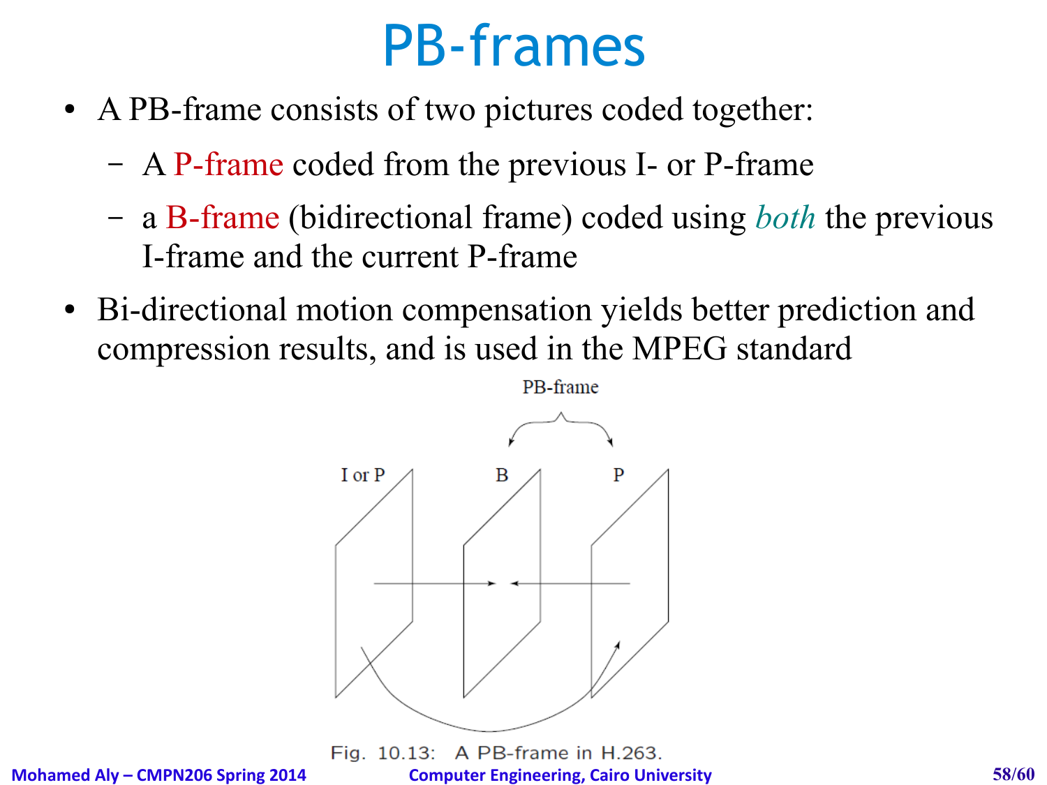# PB-frames

- A PB-frame consists of two pictures coded together:
  - A P-frame coded from the previous I- or P-frame
  - a B-frame (bidirectional frame) coded using *both* the previous I-frame and the current P-frame
- Bi-directional motion compensation yields better prediction and compression results, and is used in the MPEG standard

Fig. 10.13: A PB-frame in H.263.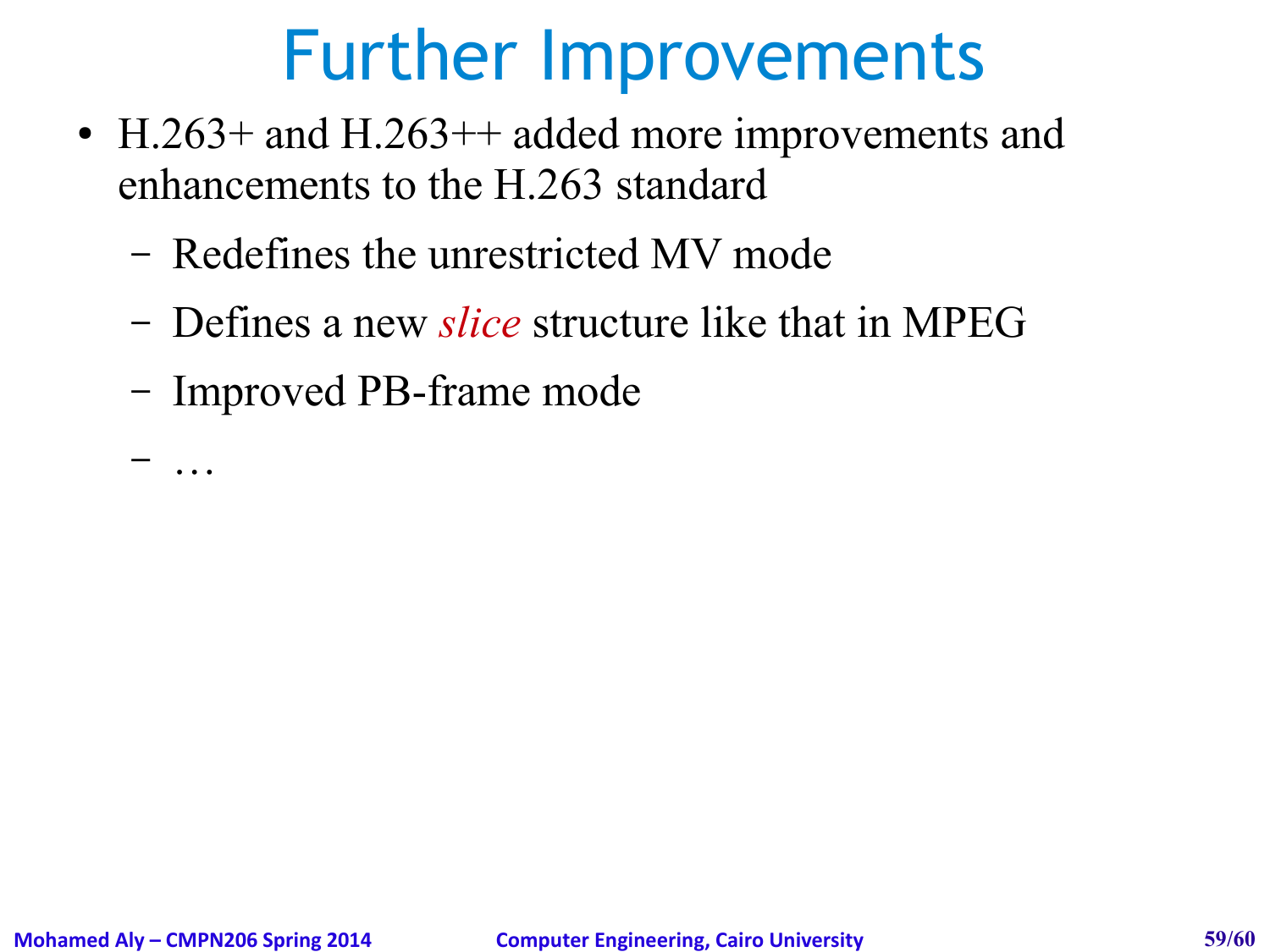# Further Improvements

- H.263+ and H.263++ added more improvements and enhancements to the H.263 standard
  - Redefines the unrestricted MV mode
  - Defines a new *slice* structure like that in MPEG
  - Improved PB-frame mode
  - …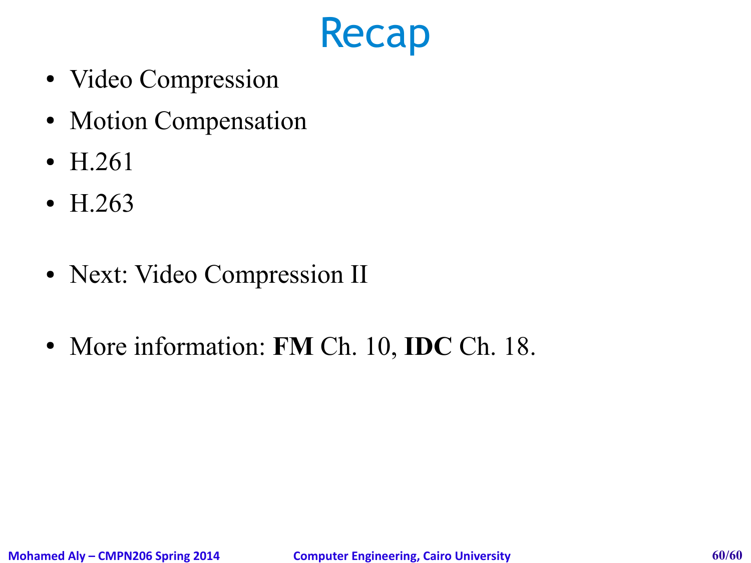# Recap

- Video Compression
- Motion Compensation
- H.261
- H.263

- Next: Video Compression II

- More information: **FM** Ch. 10, **IDC** Ch. 18.